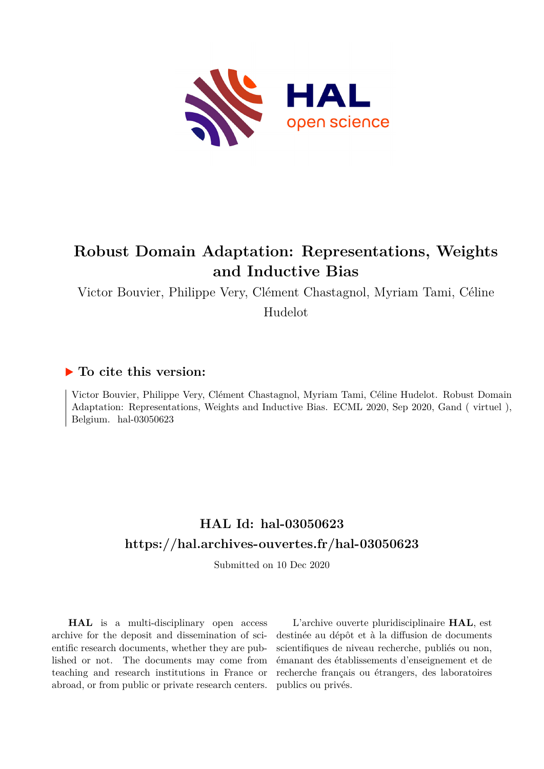# Robust Domain Adaptation: Representations, Weights and Inductive Bias

Victor Bouvier, Philippe Very, Clément Chastagnol, Myriam Tami, Céline Hudelot

## ▶ To cite this version:

Victor Bouvier, Philippe Very, Clément Chastagnol, Myriam Tami, Céline Hudelot. Robust Domain Adaptation: Representations, Weights and Inductive Bias. ECML 2020, Sep 2020, Gand ( virtuel ), Belgium. hal-03050623

## HAL Id: hal-03050623
## https://hal.archives-ouvertes.fr/hal-03050623

Submitted on 10 Dec 2020

**HAL** is a multi-disciplinary open access archive for the deposit and dissemination of scientific research documents, whether they are published or not. The documents may come from teaching and research institutions in France or abroad, or from public or private research centers.

L'archive ouverte pluridisciplinaire **HAL**, est destinée au dépôt et à la diffusion de documents scientifiques de niveau recherche, publiés ou non, émanant des établissements d'enseignement et de recherche français ou étrangers, des laboratoires publics ou privés.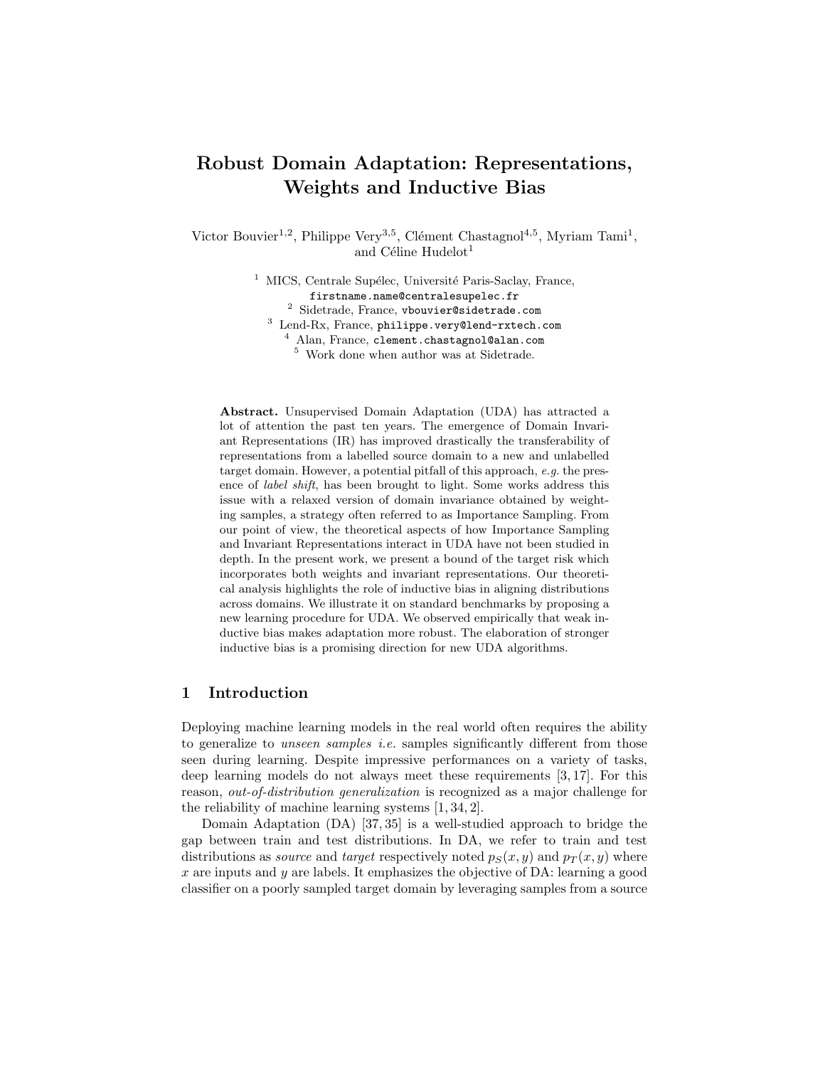# Robust Domain Adaptation: Representations, Weights and Inductive Bias

Victor Bouvier[1,2], Philippe Very[3,5], Clément Chastagnol[4,5], Myriam Tami[1], and Céline Hudelot[1]

[1] MICS, Centrale Supélec, Université Paris-Saclay, France, `firstname.name@centralesupelec.fr`
[2] Sidetrade, France, `vbouvier@sidetrade.com`
[3] Lend-Rx, France, `philippe.very@lend-rxtech.com`
[4] Alan, France, `clement.chastagnol@alan.com`
[5] Work done when author was at Sidetrade.

**Abstract.** Unsupervised Domain Adaptation (UDA) has attracted a lot of attention the past ten years. The emergence of Domain Invariant Representations (IR) has improved drastically the transferability of representations from a labelled source domain to a new and unlabelled target domain. However, a potential pitfall of this approach, *e.g.* the presence of *label shift*, has been brought to light. Some works address this issue with a relaxed version of domain invariance obtained by weighting samples, a strategy often referred to as Importance Sampling. From our point of view, the theoretical aspects of how Importance Sampling and Invariant Representations interact in UDA have not been studied in depth. In the present work, we present a bound of the target risk which incorporates both weights and invariant representations. Our theoretical analysis highlights the role of inductive bias in aligning distributions across domains. We illustrate it on standard benchmarks by proposing a new learning procedure for UDA. We observed empirically that weak inductive bias makes adaptation more robust. The elaboration of stronger inductive bias is a promising direction for new UDA algorithms.

## 1 Introduction

Deploying machine learning models in the real world often requires the ability to generalize to *unseen samples i.e.* samples significantly different from those seen during learning. Despite impressive performances on a variety of tasks, deep learning models do not always meet these requirements [3, 17]. For this reason, *out-of-distribution generalization* is recognized as a major challenge for the reliability of machine learning systems [1, 34, 2].

Domain Adaptation (DA) [37, 35] is a well-studied approach to bridge the gap between train and test distributions. In DA, we refer to train and test distributions as *source* and *target* respectively noted $p_S(x, y)$ and $p_T(x, y)$ where $x$ are inputs and $y$ are labels. It emphasizes the objective of DA: learning a good classifier on a poorly sampled target domain by leveraging samples from a source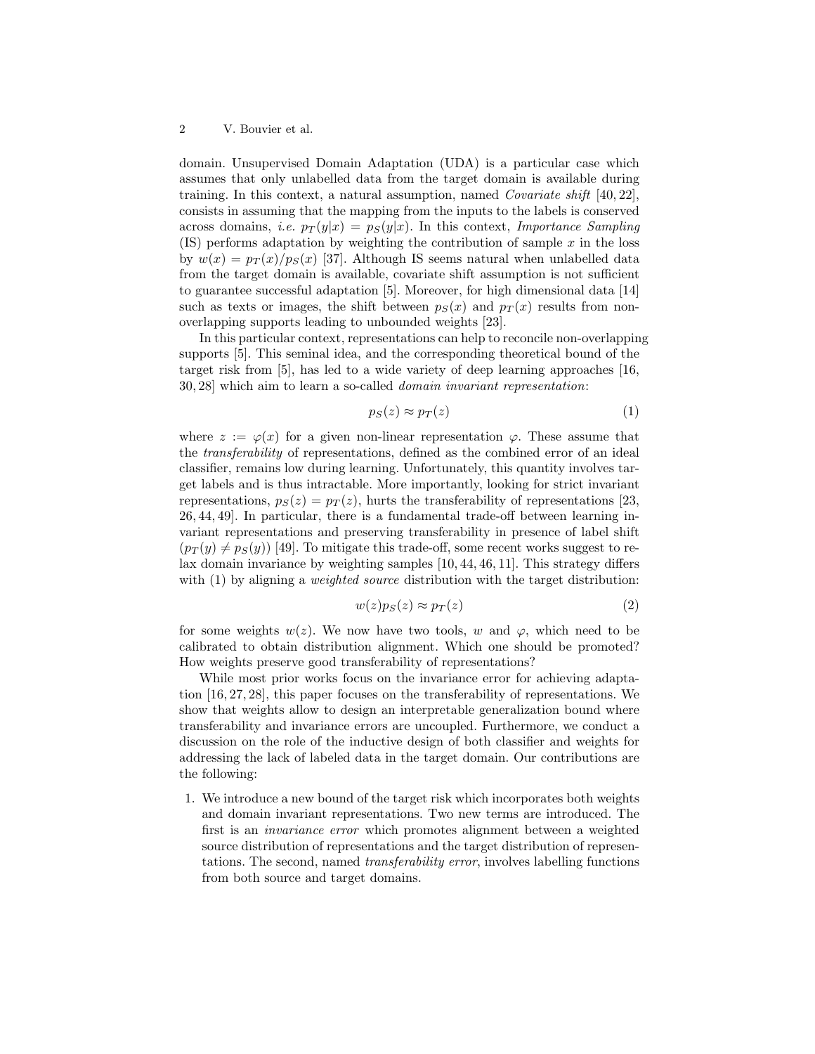domain. Unsupervised Domain Adaptation (UDA) is a particular case which assumes that only unlabelled data from the target domain is available during training. In this context, a natural assumption, named *Covariate shift* [40, 22], consists in assuming that the mapping from the inputs to the labels is conserved across domains, *i.e.* $p_T(y|x) = p_S(y|x)$. In this context, *Importance Sampling* (IS) performs adaptation by weighting the contribution of sample $x$ in the loss by $w(x) = p_T(x)/p_S(x)$ [37]. Although IS seems natural when unlabelled data from the target domain is available, covariate shift assumption is not sufficient to guarantee successful adaptation [5]. Moreover, for high dimensional data [14] such as texts or images, the shift between $p_S(x)$ and $p_T(x)$ results from non-overlapping supports leading to unbounded weights [23].

In this particular context, representations can help to reconcile non-overlapping supports [5]. This seminal idea, and the corresponding theoretical bound of the target risk from [5], has led to a wide variety of deep learning approaches [16, 30, 28] which aim to learn a so-called *domain invariant representation*:

$$p_S(z) \approx p_T(z) \tag{1}$$

where $z := \varphi(x)$ for a given non-linear representation $\varphi$. These assume that the *transferability* of representations, defined as the combined error of an ideal classifier, remains low during learning. Unfortunately, this quantity involves target labels and is thus intractable. More importantly, looking for strict invariant representations, $p_S(z) = p_T(z)$, hurts the transferability of representations [23, 26, 44, 49]. In particular, there is a fundamental trade-off between learning invariant representations and preserving transferability in presence of label shift ($p_T(y) \neq p_S(y)$) [49]. To mitigate this trade-off, some recent works suggest to relax domain invariance by weighting samples [10, 44, 46, 11]. This strategy differs with (1) by aligning a *weighted source* distribution with the target distribution:

$$w(z)p_S(z) \approx p_T(z) \tag{2}$$

for some weights $w(z)$. We now have two tools, $w$ and $\varphi$, which need to be calibrated to obtain distribution alignment. Which one should be promoted? How weights preserve good transferability of representations?

While most prior works focus on the invariance error for achieving adaptation [16, 27, 28], this paper focuses on the transferability of representations. We show that weights allow to design an interpretable generalization bound where transferability and invariance errors are uncoupled. Furthermore, we conduct a discussion on the role of the inductive design of both classifier and weights for addressing the lack of labeled data in the target domain. Our contributions are the following:

1. We introduce a new bound of the target risk which incorporates both weights and domain invariant representations. Two new terms are introduced. The first is an *invariance error* which promotes alignment between a weighted source distribution of representations and the target distribution of representations. The second, named *transferability error*, involves labelling functions from both source and target domains.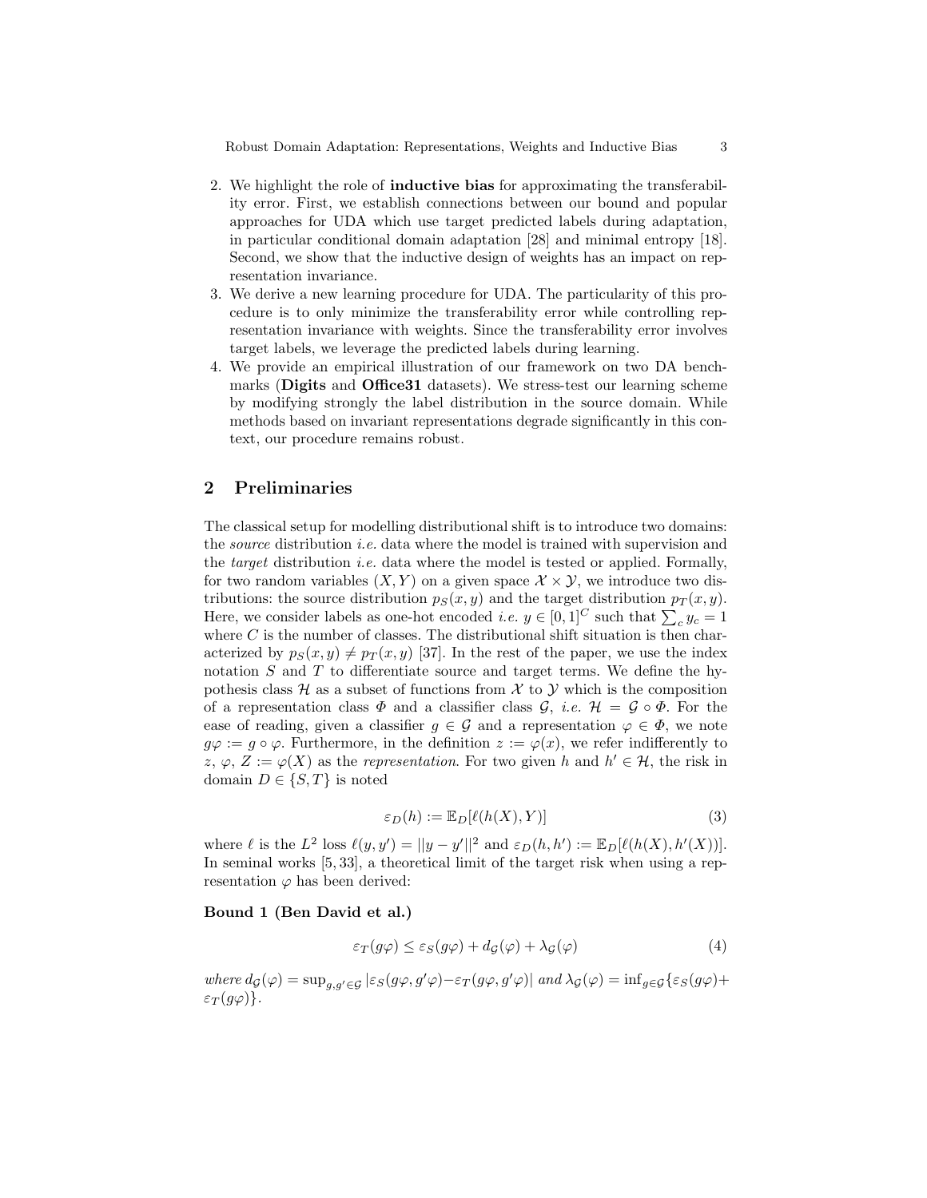2. We highlight the role of **inductive bias** for approximating the transferability error. First, we establish connections between our bound and popular approaches for UDA which use target predicted labels during adaptation, in particular conditional domain adaptation [28] and minimal entropy [18]. Second, we show that the inductive design of weights has an impact on representation invariance.
3. We derive a new learning procedure for UDA. The particularity of this procedure is to only minimize the transferability error while controlling representation invariance with weights. Since the transferability error involves target labels, we leverage the predicted labels during learning.
4. We provide an empirical illustration of our framework on two DA benchmarks (**Digits** and **Office31** datasets). We stress-test our learning scheme by modifying strongly the label distribution in the source domain. While methods based on invariant representations degrade significantly in this context, our procedure remains robust.

## 2 Preliminaries

The classical setup for modelling distributional shift is to introduce two domains: the *source* distribution *i.e.* data where the model is trained with supervision and the *target* distribution *i.e.* data where the model is tested or applied. Formally, for two random variables $(X, Y)$ on a given space $\mathcal{X} \times \mathcal{Y}$, we introduce two distributions: the source distribution $p_S(x, y)$ and the target distribution $p_T(x, y)$. Here, we consider labels as one-hot encoded *i.e.* $y \in [0, 1]^C$ such that $\sum_c y_c = 1$ where $C$ is the number of classes. The distributional shift situation is then characterized by $p_S(x, y) \neq p_T(x, y)$ [37]. In the rest of the paper, we use the index notation $S$ and $T$ to differentiate source and target terms. We define the hypothesis class $\mathcal{H}$ as a subset of functions from $\mathcal{X}$ to $\mathcal{Y}$ which is the composition of a representation class $\Phi$ and a classifier class $\mathcal{G}$, *i.e.* $\mathcal{H} = \mathcal{G} \circ \Phi$. For the ease of reading, given a classifier $g \in \mathcal{G}$ and a representation $\varphi \in \Phi$, we note $g\varphi := g \circ \varphi$. Furthermore, in the definition $z := \varphi(x)$, we refer indifferently to $z$, $\varphi$, $Z := \varphi(X)$ as the *representation*. For two given $h$ and $h' \in \mathcal{H}$, the risk in domain $D \in \{S, T\}$ is noted

$$\varepsilon_D(h) := \mathbb{E}_D[\ell(h(X), Y)] \tag{3}$$

where $\ell$ is the $L^2$ loss $\ell(y, y') = ||y - y'||^2$ and $\varepsilon_D(h, h') := \mathbb{E}_D[\ell(h(X), h'(X))]$. In seminal works [5, 33], a theoretical limit of the target risk when using a representation $\varphi$ has been derived:

**Bound 1 (Ben David et al.)**

$$\varepsilon_T(g\varphi) \leq \varepsilon_S(g\varphi) + d_{\mathcal{G}}(\varphi) + \lambda_{\mathcal{G}}(\varphi) \tag{4}$$

*where* $d_{\mathcal{G}}(\varphi) = \sup_{g, g' \in \mathcal{G}} |\varepsilon_S(g\varphi, g'\varphi) - \varepsilon_T(g\varphi, g'\varphi)|$ *and* $\lambda_{\mathcal{G}}(\varphi) = \inf_{g \in \mathcal{G}} \{\varepsilon_S(g\varphi) + \varepsilon_T(g\varphi)\}$.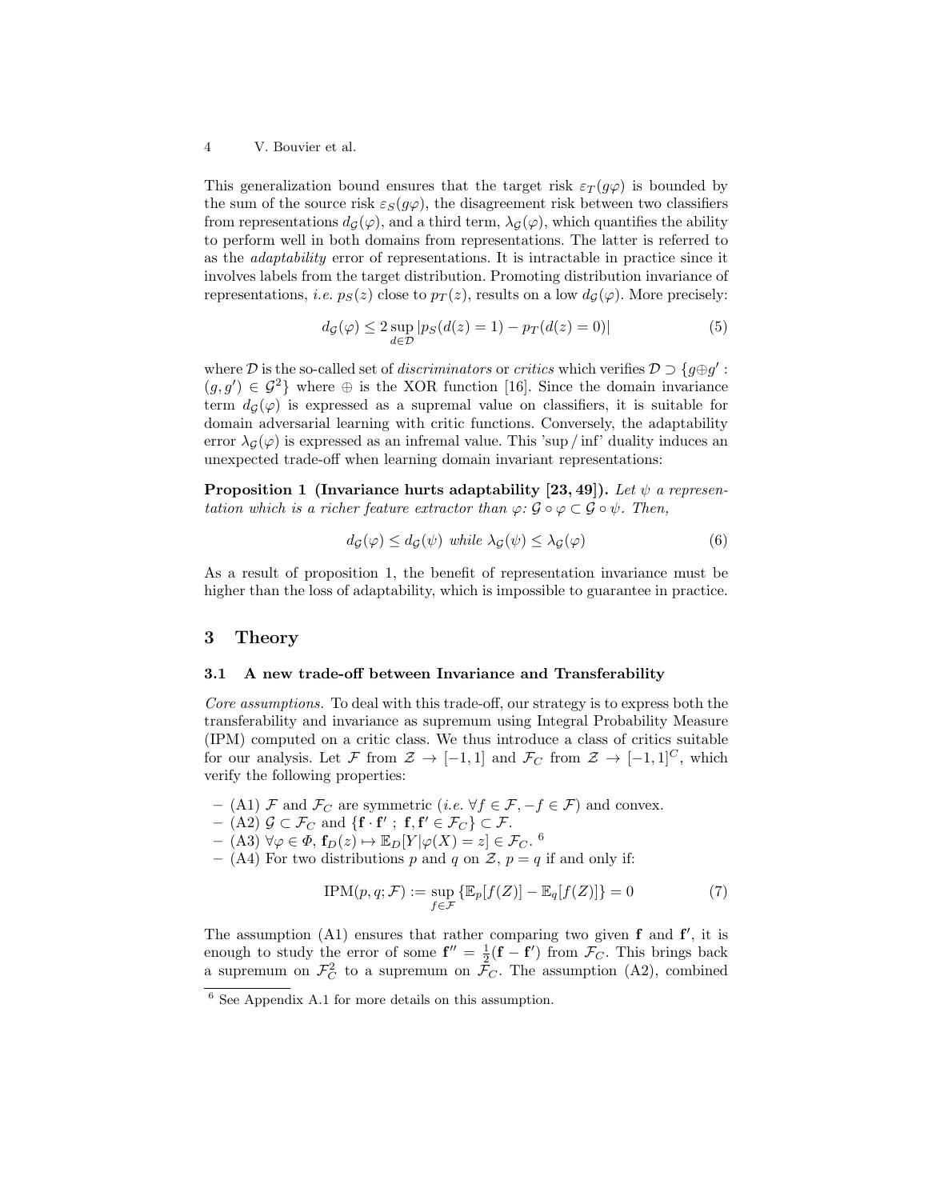This generalization bound ensures that the target risk $\varepsilon_T(g\varphi)$ is bounded by the sum of the source risk $\varepsilon_S(g\varphi)$, the disagreement risk between two classifiers from representations $d_{\mathcal{G}}(\varphi)$, and a third term, $\lambda_{\mathcal{G}}(\varphi)$, which quantifies the ability to perform well in both domains from representations. The latter is referred to as the *adaptability* error of representations. It is intractable in practice since it involves labels from the target distribution. Promoting distribution invariance of representations, *i.e.* $p_S(z)$ close to $p_T(z)$, results on a low $d_{\mathcal{G}}(\varphi)$. More precisely:

$$d_{\mathcal{G}}(\varphi) \leq 2 \sup_{d \in \mathcal{D}} |p_S(d(z) = 1) - p_T(d(z) = 0)| \tag{5}$$

where $\mathcal{D}$ is the so-called set of *discriminators* or *critics* which verifies $\mathcal{D} \supset \{g \oplus g' : (g, g') \in \mathcal{G}^2\}$ where $\oplus$ is the XOR function [16]. Since the domain invariance term $d_{\mathcal{G}}(\varphi)$ is expressed as a supremal value on classifiers, it is suitable for domain adversarial learning with critic functions. Conversely, the adaptability error $\lambda_{\mathcal{G}}(\varphi)$ is expressed as an infremal value. This 'sup / inf' duality induces an unexpected trade-off when learning domain invariant representations:

**Proposition 1 (Invariance hurts adaptability [23, 49]).** *Let $\psi$ a representation which is a richer feature extractor than $\varphi$: $\mathcal{G} \circ \varphi \subset \mathcal{G} \circ \psi$. Then,*

$$d_{\mathcal{G}}(\varphi) \leq d_{\mathcal{G}}(\psi) \text{ while } \lambda_{\mathcal{G}}(\psi) \leq \lambda_{\mathcal{G}}(\varphi) \tag{6}$$

As a result of proposition 1, the benefit of representation invariance must be higher than the loss of adaptability, which is impossible to guarantee in practice.

## 3 Theory

### 3.1 A new trade-off between Invariance and Transferability

*Core assumptions.* To deal with this trade-off, our strategy is to express both the transferability and invariance as supremum using Integral Probability Measure (IPM) computed on a critic class. We thus introduce a class of critics suitable for our analysis. Let $\mathcal{F}$ from $\mathcal{Z} \to [-1, 1]$ and $\mathcal{F}_C$ from $\mathcal{Z} \to [-1, 1]^C$, which verify the following properties:

- (A1) $\mathcal{F}$ and $\mathcal{F}_C$ are symmetric (*i.e.* $\forall f \in \mathcal{F}, -f \in \mathcal{F}$) and convex.
- (A2) $\mathcal{G} \subset \mathcal{F}_C$ and $\{\mathbf{f} \cdot \mathbf{f}' \,;\, \mathbf{f}, \mathbf{f}' \in \mathcal{F}_C\} \subset \mathcal{F}$.
- (A3) $\forall \varphi \in \Phi$, $\mathbf{f}_D(z) \mapsto \mathbb{E}_D[Y|\varphi(X) = z] \in \mathcal{F}_C$. [6]
- (A4) For two distributions $p$ and $q$ on $\mathcal{Z}$, $p = q$ if and only if:

$$\text{IPM}(p, q; \mathcal{F}) := \sup_{f \in \mathcal{F}} \{\mathbb{E}_p[f(Z)] - \mathbb{E}_q[f(Z)]\} = 0 \tag{7}$$

The assumption (A1) ensures that rather comparing two given $\mathbf{f}$ and $\mathbf{f}'$, it is enough to study the error of some $\mathbf{f}'' = \frac{1}{2}(\mathbf{f} - \mathbf{f}')$ from $\mathcal{F}_C$. This brings back a supremum on $\mathcal{F}_C^2$ to a supremum on $\mathcal{F}_C$. The assumption (A2), combined

[6] See Appendix A.1 for more details on this assumption.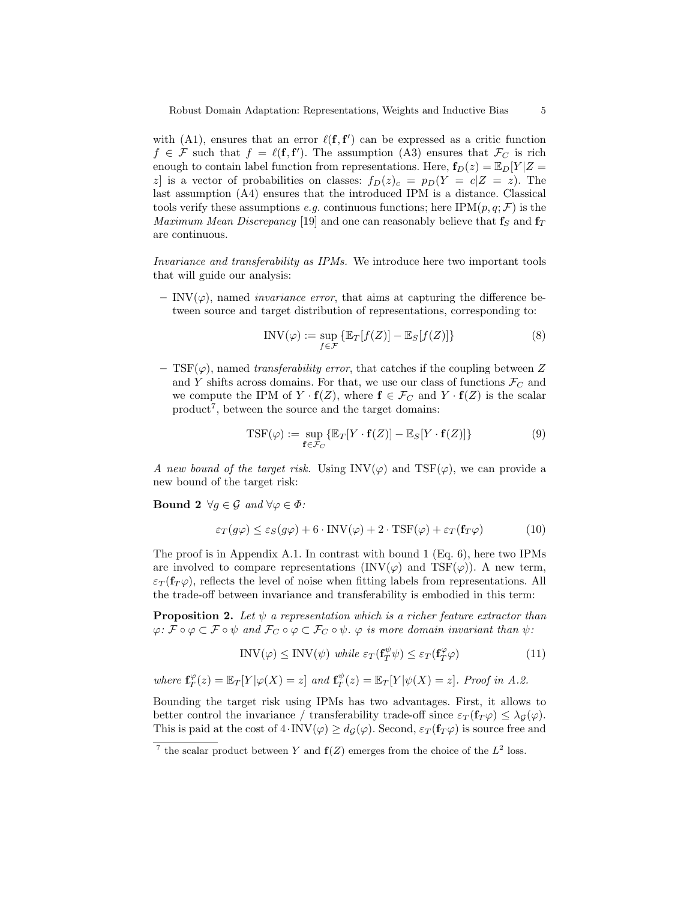with (A1), ensures that an error $\ell(\mathbf{f}, \mathbf{f}')$ can be expressed as a critic function $f \in \mathcal{F}$ such that $f = \ell(\mathbf{f}, \mathbf{f}')$. The assumption (A3) ensures that $\mathcal{F}_C$ is rich enough to contain label function from representations. Here, $\mathbf{f}_D(z) = \mathbb{E}_D[Y|Z = z]$ is a vector of probabilities on classes: $f_D(z)_c = p_D(Y = c|Z = z)$. The last assumption (A4) ensures that the introduced IPM is a distance. Classical tools verify these assumptions *e.g.* continuous functions; here $\text{IPM}(p, q; \mathcal{F})$ is the *Maximum Mean Discrepancy* [19] and one can reasonably believe that $\mathbf{f}_S$ and $\mathbf{f}_T$ are continuous.

*Invariance and transferability as IPMs.* We introduce here two important tools that will guide our analysis:

– $\text{INV}(\varphi)$, named *invariance error*, that aims at capturing the difference between source and target distribution of representations, corresponding to:

$$\text{INV}(\varphi) := \sup_{f \in \mathcal{F}} \{\mathbb{E}_T[f(Z)] - \mathbb{E}_S[f(Z)]\} \tag{8}$$

– $\text{TSF}(\varphi)$, named *transferability error*, that catches if the coupling between $Z$ and $Y$ shifts across domains. For that, we use our class of functions $\mathcal{F}_C$ and we compute the IPM of $Y \cdot \mathbf{f}(Z)$, where $\mathbf{f} \in \mathcal{F}_C$ and $Y \cdot \mathbf{f}(Z)$ is the scalar product[7], between the source and the target domains:

$$\text{TSF}(\varphi) := \sup_{\mathbf{f} \in \mathcal{F}_C} \{\mathbb{E}_T[Y \cdot \mathbf{f}(Z)] - \mathbb{E}_S[Y \cdot \mathbf{f}(Z)]\} \tag{9}$$

*A new bound of the target risk.* Using $\text{INV}(\varphi)$ and $\text{TSF}(\varphi)$, we can provide a new bound of the target risk:

**Bound 2** *$\forall g \in \mathcal{G}$ and $\forall \varphi \in \Phi$:*

$$\varepsilon_T(g\varphi) \leq \varepsilon_S(g\varphi) + 6 \cdot \text{INV}(\varphi) + 2 \cdot \text{TSF}(\varphi) + \varepsilon_T(\mathbf{f}_T\varphi) \tag{10}$$

The proof is in Appendix A.1. In contrast with bound 1 (Eq. 6), here two IPMs are involved to compare representations ($\text{INV}(\varphi)$ and $\text{TSF}(\varphi)$). A new term, $\varepsilon_T(\mathbf{f}_T\varphi)$, reflects the level of noise when fitting labels from representations. All the trade-off between invariance and transferability is embodied in this term:

**Proposition 2.** *Let $\psi$ a representation which is a richer feature extractor than $\varphi$: $\mathcal{F} \circ \varphi \subset \mathcal{F} \circ \psi$ and $\mathcal{F}_C \circ \varphi \subset \mathcal{F}_C \circ \psi$. $\varphi$ is more domain invariant than $\psi$:*

$$\text{INV}(\varphi) \leq \text{INV}(\psi) \textit{ while } \varepsilon_T(\mathbf{f}_T^{\psi}\psi) \leq \varepsilon_T(\mathbf{f}_T^{\varphi}\varphi) \tag{11}$$

*where $\mathbf{f}_T^{\varphi}(z) = \mathbb{E}_T[Y|\varphi(X) = z]$ and $\mathbf{f}_T^{\psi}(z) = \mathbb{E}_T[Y|\psi(X) = z]$. Proof in A.2.*

Bounding the target risk using IPMs has two advantages. First, it allows to better control the invariance / transferability trade-off since $\varepsilon_T(\mathbf{f}_T\varphi) \leq \lambda_{\mathcal{G}}(\varphi)$. This is paid at the cost of $4 \cdot \text{INV}(\varphi) \geq d_{\mathcal{G}}(\varphi)$. Second, $\varepsilon_T(\mathbf{f}_T\varphi)$ is source free and

[7] the scalar product between $Y$ and $\mathbf{f}(Z)$ emerges from the choice of the $L^2$ loss.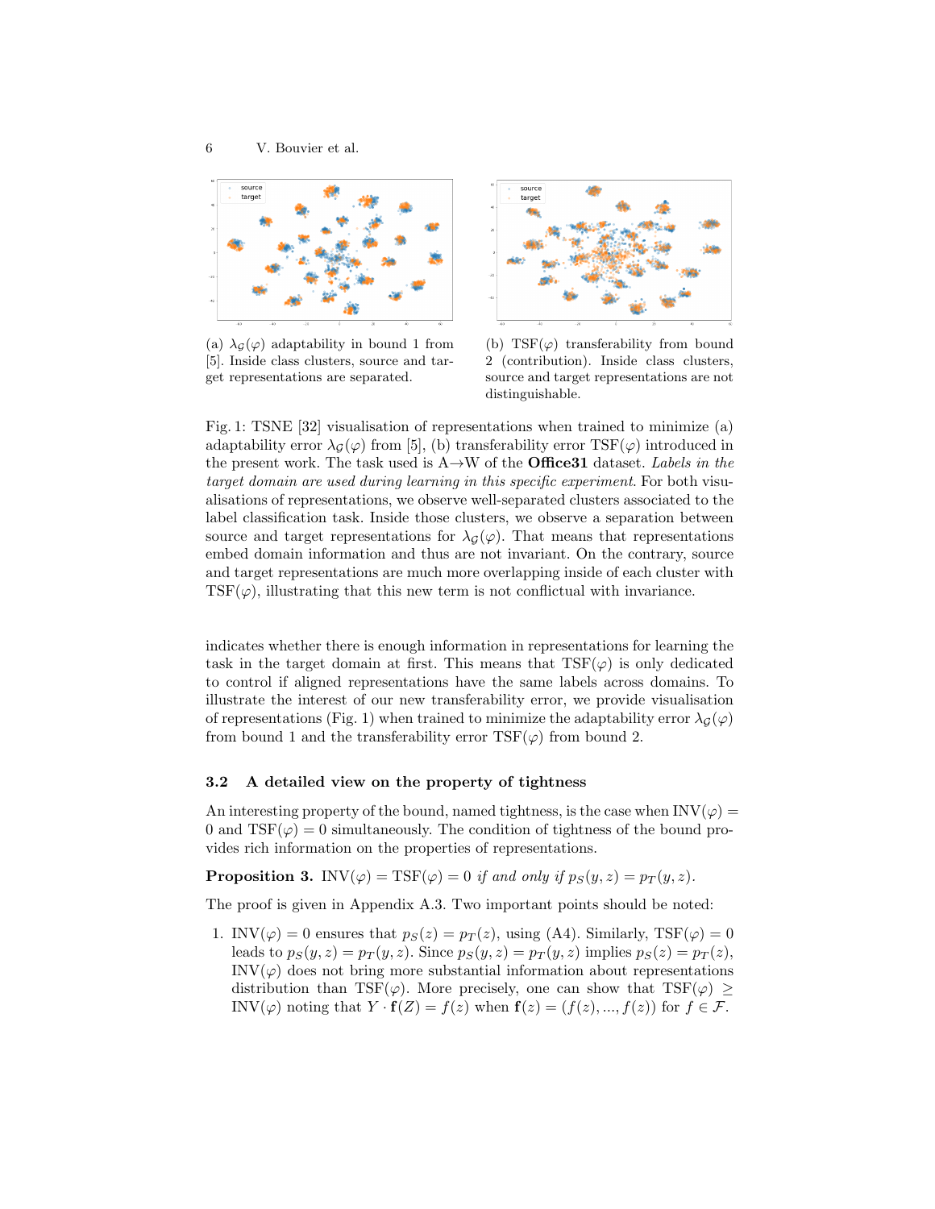(a) $\lambda_{\mathcal{G}}(\varphi)$ adaptability in bound 1 from [5]. Inside class clusters, source and target representations are separated.

(b) $\text{TSF}(\varphi)$ transferability from bound 2 (contribution). Inside class clusters, source and target representations are not distinguishable.

Fig. 1: TSNE [32] visualisation of representations when trained to minimize (a) adaptability error $\lambda_{\mathcal{G}}(\varphi)$ from [5], (b) transferability error $\text{TSF}(\varphi)$ introduced in the present work. The task used is A→W of the **Office31** dataset. *Labels in the target domain are used during learning in this specific experiment.* For both visualisations of representations, we observe well-separated clusters associated to the label classification task. Inside those clusters, we observe a separation between source and target representations for $\lambda_{\mathcal{G}}(\varphi)$. That means that representations embed domain information and thus are not invariant. On the contrary, source and target representations are much more overlapping inside of each cluster with $\text{TSF}(\varphi)$, illustrating that this new term is not conflictual with invariance.

indicates whether there is enough information in representations for learning the task in the target domain at first. This means that $\text{TSF}(\varphi)$ is only dedicated to control if aligned representations have the same labels across domains. To illustrate the interest of our new transferability error, we provide visualisation of representations (Fig. 1) when trained to minimize the adaptability error $\lambda_{\mathcal{G}}(\varphi)$ from bound 1 and the transferability error $\text{TSF}(\varphi)$ from bound 2.

### 3.2 A detailed view on the property of tightness

An interesting property of the bound, named tightness, is the case when $\text{INV}(\varphi) = 0$ and $\text{TSF}(\varphi) = 0$ simultaneously. The condition of tightness of the bound provides rich information on the properties of representations.

**Proposition 3.** $\text{INV}(\varphi) = \text{TSF}(\varphi) = 0$ *if and only if* $p_S(y, z) = p_T(y, z)$.

The proof is given in Appendix A.3. Two important points should be noted:

1. $\text{INV}(\varphi) = 0$ ensures that $p_S(z) = p_T(z)$, using (A4). Similarly, $\text{TSF}(\varphi) = 0$ leads to $p_S(y, z) = p_T(y, z)$. Since $p_S(y, z) = p_T(y, z)$ implies $p_S(z) = p_T(z)$, $\text{INV}(\varphi)$ does not bring more substantial information about representations distribution than $\text{TSF}(\varphi)$. More precisely, one can show that $\text{TSF}(\varphi) \geq \text{INV}(\varphi)$ noting that $Y \cdot \mathbf{f}(Z) = f(z)$ when $\mathbf{f}(z) = (f(z), ..., f(z))$ for $f \in \mathcal{F}$.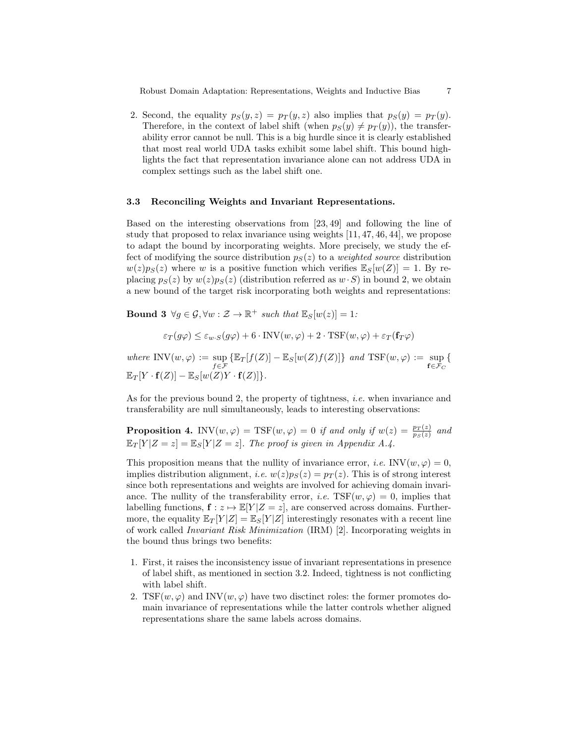2. Second, the equality $p_S(y, z) = p_T(y, z)$ also implies that $p_S(y) = p_T(y)$. Therefore, in the context of label shift (when $p_S(y) \neq p_T(y)$), the transferability error cannot be null. This is a big hurdle since it is clearly established that most real world UDA tasks exhibit some label shift. This bound highlights the fact that representation invariance alone can not address UDA in complex settings such as the label shift one.

### 3.3 Reconciling Weights and Invariant Representations.

Based on the interesting observations from [23, 49] and following the line of study that proposed to relax invariance using weights [11, 47, 46, 44], we propose to adapt the bound by incorporating weights. More precisely, we study the effect of modifying the source distribution $p_S(z)$ to a *weighted source* distribution $w(z)p_S(z)$ where $w$ is a positive function which verifies $\mathbb{E}_S[w(Z)] = 1$. By replacing $p_S(z)$ by $w(z)p_S(z)$ (distribution referred as $w \cdot S$) in bound 2, we obtain a new bound of the target risk incorporating both weights and representations:

**Bound 3** *$\forall g \in \mathcal{G}, \forall w : \mathcal{Z} \to \mathbb{R}^+$ such that $\mathbb{E}_S[w(z)] = 1$:*

$$\varepsilon_T(g\varphi) \leq \varepsilon_{w\cdot S}(g\varphi) + 6 \cdot \mathrm{INV}(w, \varphi) + 2 \cdot \mathrm{TSF}(w, \varphi) + \varepsilon_T(\mathbf{f}_T\varphi)$$

*where* $\mathrm{INV}(w, \varphi) := \sup_{f \in \mathcal{F}} \{\mathbb{E}_T[f(Z)] - \mathbb{E}_S[w(Z)f(Z)]\}$ *and* $\mathrm{TSF}(w, \varphi) := \sup_{\mathbf{f} \in \mathcal{F}_C} \{ \mathbb{E}_T[Y \cdot \mathbf{f}(Z)] - \mathbb{E}_S[w(Z)Y \cdot \mathbf{f}(Z)]\}$.

As for the previous bound 2, the property of tightness, *i.e.* when invariance and transferability are null simultaneously, leads to interesting observations:

**Proposition 4.** $\mathrm{INV}(w, \varphi) = \mathrm{TSF}(w, \varphi) = 0$ *if and only if* $w(z) = \frac{p_T(z)}{p_S(z)}$ *and* $\mathbb{E}_T[Y|Z = z] = \mathbb{E}_S[Y|Z = z]$. *The proof is given in Appendix A.4.*

This proposition means that the nullity of invariance error, *i.e.* $\mathrm{INV}(w, \varphi) = 0$, implies distribution alignment, *i.e.* $w(z)p_S(z) = p_T(z)$. This is of strong interest since both representations and weights are involved for achieving domain invariance. The nullity of the transferability error, *i.e.* $\mathrm{TSF}(w, \varphi) = 0$, implies that labelling functions, $\mathbf{f} : z \mapsto \mathbb{E}[Y|Z = z]$, are conserved across domains. Furthermore, the equality $\mathbb{E}_T[Y|Z] = \mathbb{E}_S[Y|Z]$ interestingly resonates with a recent line of work called *Invariant Risk Minimization* (IRM) [2]. Incorporating weights in the bound thus brings two benefits:

1. First, it raises the inconsistency issue of invariant representations in presence of label shift, as mentioned in section 3.2. Indeed, tightness is not conflicting with label shift.
2. $\mathrm{TSF}(w, \varphi)$ and $\mathrm{INV}(w, \varphi)$ have two disctinct roles: the former promotes domain invariance of representations while the latter controls whether aligned representations share the same labels across domains.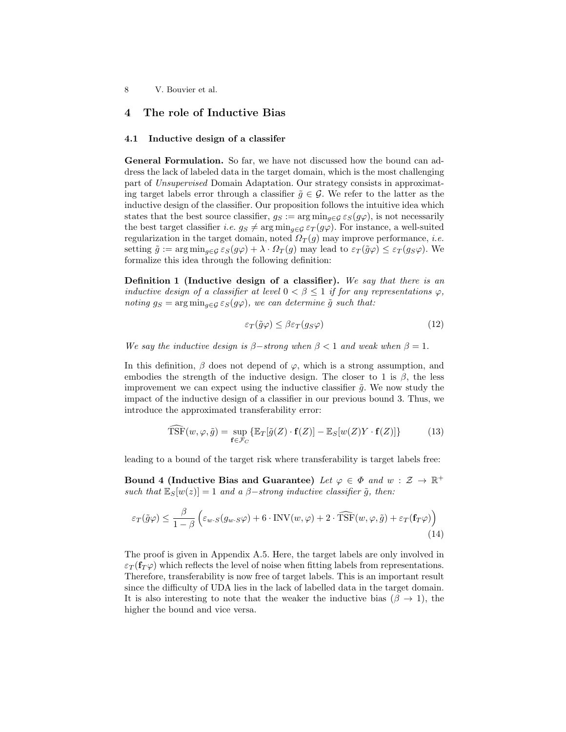## 4 The role of Inductive Bias

### 4.1 Inductive design of a classifer

**General Formulation.** So far, we have not discussed how the bound can adress the lack of labeled data in the target domain, which is the most challenging part of *Unsupervised* Domain Adaptation. Our strategy consists in approximating target labels error through a classifier $\tilde{g} \in \mathcal{G}$. We refer to the latter as the inductive design of the classifier. Our proposition follows the intuitive idea which states that the best source classifier, $g_S := \arg\min_{g \in \mathcal{G}} \varepsilon_S(g\varphi)$, is not necessarily the best target classifier *i.e.* $g_S \neq \arg\min_{g \in \mathcal{G}} \varepsilon_T(g\varphi)$. For instance, a well-suited regularization in the target domain, noted $\Omega_T(g)$ may improve performance, *i.e.* setting $\tilde{g} := \arg\min_{g \in \mathcal{G}} \varepsilon_S(g\varphi) + \lambda \cdot \Omega_T(g)$ may lead to $\varepsilon_T(\tilde{g}\varphi) \leq \varepsilon_T(g_S\varphi)$. We formalize this idea through the following definition:

**Definition 1 (Inductive design of a classifier).** *We say that there is an inductive design of a classifier at level $0 < \beta \leq 1$ if for any representations $\varphi$, noting $g_S = \arg\min_{g \in \mathcal{G}} \varepsilon_S(g\varphi)$, we can determine $\tilde{g}$ such that:*

$$\varepsilon_T(\tilde{g}\varphi) \leq \beta \varepsilon_T(g_S\varphi) \tag{12}$$

*We say the inductive design is $\beta-$strong when $\beta < 1$ and weak when $\beta = 1$.*

In this definition, $\beta$ does not depend of $\varphi$, which is a strong assumption, and embodies the strength of the inductive design. The closer to 1 is $\beta$, the less improvement we can expect using the inductive classifier $\tilde{g}$. We now study the impact of the inductive design of a classifier in our previous bound 3. Thus, we introduce the approximated transferability error:

$$\widehat{\mathrm{TSF}}(w, \varphi, \tilde{g}) = \sup_{\mathbf{f} \in \mathcal{F}_C} \{\mathbb{E}_T[\tilde{g}(Z) \cdot \mathbf{f}(Z)] - \mathbb{E}_S[w(Z)Y \cdot \mathbf{f}(Z)]\} \tag{13}$$

leading to a bound of the target risk where transferability is target labels free:

**Bound 4 (Inductive Bias and Guarantee)** *Let $\varphi \in \Phi$ and $w : \mathcal{Z} \to \mathbb{R}^+$ such that $\mathbb{E}_S[w(z)] = 1$ and a $\beta-$strong inductive classifier $\tilde{g}$, then:*

$$\varepsilon_T(\tilde{g}\varphi) \leq \frac{\beta}{1-\beta}\left(\varepsilon_{w \cdot S}(g_{w \cdot S}\varphi) + 6 \cdot \mathrm{INV}(w, \varphi) + 2 \cdot \widehat{\mathrm{TSF}}(w, \varphi, \tilde{g}) + \varepsilon_T(\mathbf{f}_T\varphi)\right) \tag{14}$$

The proof is given in Appendix A.5. Here, the target labels are only involved in $\varepsilon_T(\mathbf{f}_T\varphi)$ which reflects the level of noise when fitting labels from representations. Therefore, transferability is now free of target labels. This is an important result since the difficulty of UDA lies in the lack of labelled data in the target domain. It is also interesting to note that the weaker the inductive bias ($\beta \to 1$), the higher the bound and vice versa.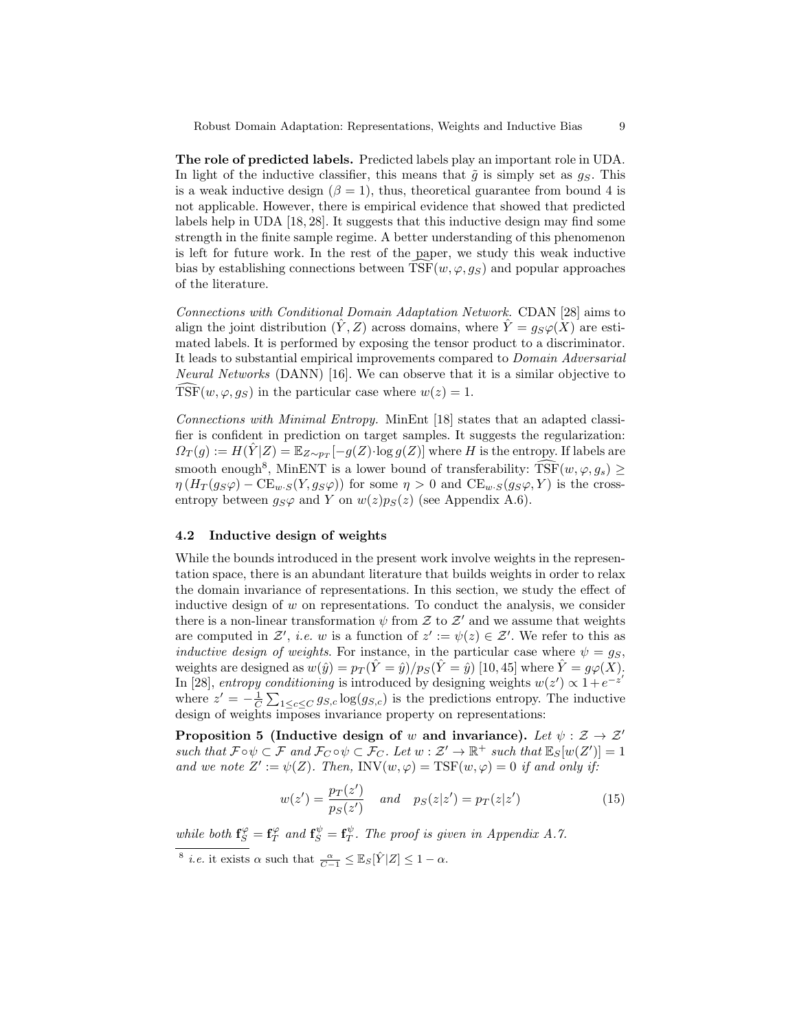**The role of predicted labels.** Predicted labels play an important role in UDA. In light of the inductive classifier, this means that $\tilde{g}$ is simply set as $g_S$. This is a weak inductive design ($\beta = 1$), thus, theoretical guarantee from bound 4 is not applicable. However, there is empirical evidence that showed that predicted labels help in UDA [18, 28]. It suggests that this inductive design may find some strength in the finite sample regime. A better understanding of this phenomenon is left for future work. In the rest of the paper, we study this weak inductive bias by establishing connections between $\widehat{\text{TSF}}(w, \varphi, g_S)$ and popular approaches of the literature.

*Connections with Conditional Domain Adaptation Network.* CDAN [28] aims to align the joint distribution $(\hat{Y}, Z)$ across domains, where $\hat{Y} = g_S\varphi(X)$ are estimated labels. It is performed by exposing the tensor product to a discriminator. It leads to substantial empirical improvements compared to *Domain Adversarial Neural Networks* (DANN) [16]. We can observe that it is a similar objective to $\widehat{\text{TSF}}(w, \varphi, g_S)$ in the particular case where $w(z) = 1$.

*Connections with Minimal Entropy.* MinEnt [18] states that an adapted classifier is confident in prediction on target samples. It suggests the regularization: $\Omega_T(g) := H(\hat{Y}|Z) = \mathbb{E}_{Z\sim p_T}[-g(Z)\cdot \log g(Z)]$ where $H$ is the entropy. If labels are smooth enough[8], MinENT is a lower bound of transferability: $\widehat{\text{TSF}}(w, \varphi, g_s) \geq \eta\left(H_T(g_S\varphi) - \text{CE}_{w\cdot S}(Y, g_S\varphi)\right)$ for some $\eta > 0$ and $\text{CE}_{w\cdot S}(g_S\varphi, Y)$ is the cross-entropy between $g_S\varphi$ and $Y$ on $w(z)p_S(z)$ (see Appendix A.6).

### 4.2 Inductive design of weights

While the bounds introduced in the present work involve weights in the representation space, there is an abundant literature that builds weights in order to relax the domain invariance of representations. In this section, we study the effect of inductive design of $w$ on representations. To conduct the analysis, we consider there is a non-linear transformation $\psi$ from $\mathcal{Z}$ to $\mathcal{Z}'$ and we assume that weights are computed in $\mathcal{Z}'$, *i.e.* $w$ is a function of $z' := \psi(z) \in \mathcal{Z}'$. We refer to this as *inductive design of weights*. For instance, in the particular case where $\psi = g_S$, weights are designed as $w(\hat{y}) = p_T(\hat{Y} = \hat{y})/p_S(\hat{Y} = \hat{y})$ [10, 45] where $\hat{Y} = g\varphi(X)$. In [28], *entropy conditioning* is introduced by designing weights $w(z') \propto 1 + e^{-z'}$ where $z' = -\frac{1}{C}\sum_{1\leq c\leq C} g_{S,c}\log(g_{S,c})$ is the predictions entropy. The inductive design of weights imposes invariance property on representations:

**Proposition 5 (Inductive design of $w$ and invariance).** *Let $\psi : \mathcal{Z} \to \mathcal{Z}'$ such that $\mathcal{F} \circ \psi \subset \mathcal{F}$ and $\mathcal{F}_C \circ \psi \subset \mathcal{F}_C$. Let $w : \mathcal{Z}' \to \mathbb{R}^+$ such that $\mathbb{E}_S[w(Z')] = 1$ and we note $Z' := \psi(Z)$. Then, $\text{INV}(w, \varphi) = \text{TSF}(w, \varphi) = 0$ if and only if:*

$$w(z') = \frac{p_T(z')}{p_S(z')} \quad \text{and} \quad p_S(z|z') = p_T(z|z') \tag{15}$$

*while both $\mathbf{f}_S^\varphi = \mathbf{f}_T^\varphi$ and $\mathbf{f}_S^\psi = \mathbf{f}_T^\psi$. The proof is given in Appendix A.7.*

---

[8] *i.e.* it exists $\alpha$ such that $\frac{\alpha}{C-1} \leq \mathbb{E}_S[\hat{Y}|Z] \leq 1 - \alpha$.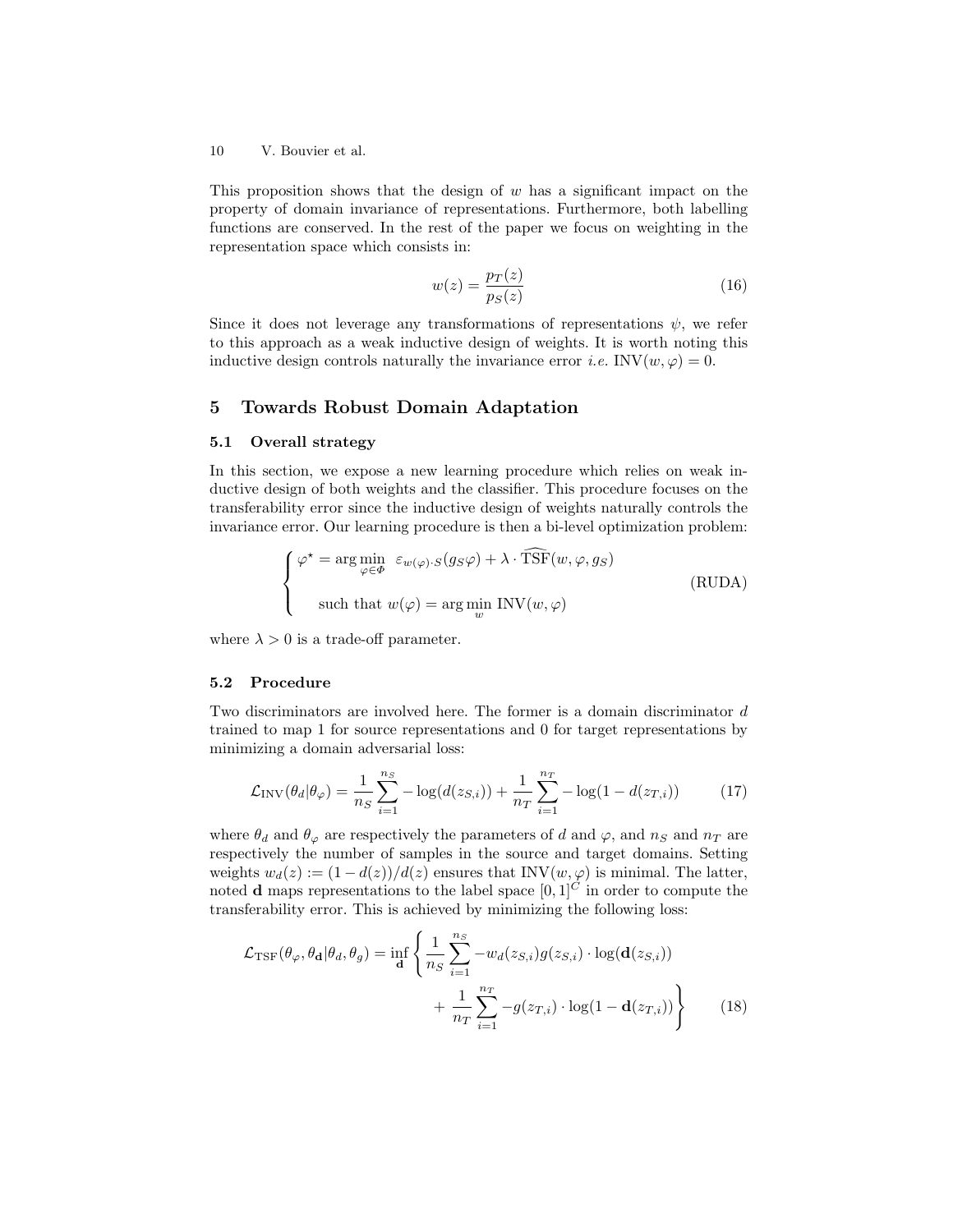This proposition shows that the design of $w$ has a significant impact on the property of domain invariance of representations. Furthermore, both labelling functions are conserved. In the rest of the paper we focus on weighting in the representation space which consists in:

$$w(z) = \frac{p_T(z)}{p_S(z)} \tag{16}$$

Since it does not leverage any transformations of representations $\psi$, we refer to this approach as a weak inductive design of weights. It is worth noting this inductive design controls naturally the invariance error *i.e.* $\text{INV}(w, \varphi) = 0$.

## 5 Towards Robust Domain Adaptation

### 5.1 Overall strategy

In this section, we expose a new learning procedure which relies on weak inductive design of both weights and the classifier. This procedure focuses on the transferability error since the inductive design of weights naturally controls the invariance error. Our learning procedure is then a bi-level optimization problem:

$$\begin{cases} \varphi^\star = \arg\min_{\varphi \in \Phi} \ \varepsilon_{w(\varphi)\cdot S}(g_S \varphi) + \lambda \cdot \widehat{\text{TSF}}(w, \varphi, g_S) \\ \\ \quad \text{such that } w(\varphi) = \arg\min_{w} \text{INV}(w, \varphi) \end{cases} \tag{RUDA}$$

where $\lambda > 0$ is a trade-off parameter.

### 5.2 Procedure

Two discriminators are involved here. The former is a domain discriminator $d$ trained to map 1 for source representations and 0 for target representations by minimizing a domain adversarial loss:

$$\mathcal{L}_{\text{INV}}(\theta_d | \theta_\varphi) = \frac{1}{n_S} \sum_{i=1}^{n_S} -\log(d(z_{S,i})) + \frac{1}{n_T} \sum_{i=1}^{n_T} -\log(1 - d(z_{T,i})) \tag{17}$$

where $\theta_d$ and $\theta_\varphi$ are respectively the parameters of $d$ and $\varphi$, and $n_S$ and $n_T$ are respectively the number of samples in the source and target domains. Setting weights $w_d(z) := (1 - d(z))/d(z)$ ensures that $\text{INV}(w, \varphi)$ is minimal. The latter, noted $\mathbf{d}$ maps representations to the label space $[0,1]^C$ in order to compute the transferability error. This is achieved by minimizing the following loss:

$$\mathcal{L}_{\text{TSF}}(\theta_\varphi, \theta_{\mathbf{d}} | \theta_d, \theta_g) = \inf_{\mathbf{d}} \left\{ \frac{1}{n_S} \sum_{i=1}^{n_S} -w_d(z_{S,i}) g(z_{S,i}) \cdot \log(\mathbf{d}(z_{S,i})) + \frac{1}{n_T} \sum_{i=1}^{n_T} -g(z_{T,i}) \cdot \log(1 - \mathbf{d}(z_{T,i})) \right\} \tag{18}$$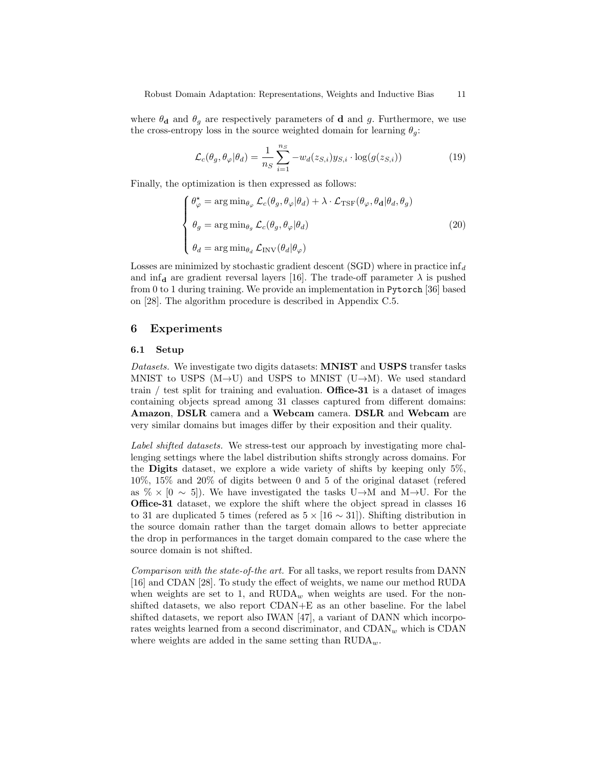where $\theta_{\mathbf{d}}$ and $\theta_g$ are respectively parameters of $\mathbf{d}$ and $g$. Furthermore, we use the cross-entropy loss in the source weighted domain for learning $\theta_g$:

$$\mathcal{L}_c(\theta_g, \theta_\varphi | \theta_d) = \frac{1}{n_S} \sum_{i=1}^{n_S} -w_d(z_{S,i}) y_{S,i} \cdot \log(g(z_{S,i})) \tag{19}$$

Finally, the optimization is then expressed as follows:

$$\begin{cases} \theta_\varphi^\star = \arg\min_{\theta_\varphi} \mathcal{L}_c(\theta_g, \theta_\varphi | \theta_d) + \lambda \cdot \mathcal{L}_{\text{TSF}}(\theta_\varphi, \theta_{\mathbf{d}} | \theta_d, \theta_g) \\ \theta_g = \arg\min_{\theta_g} \mathcal{L}_c(\theta_g, \theta_\varphi | \theta_d) \\ \theta_d = \arg\min_{\theta_d} \mathcal{L}_{\text{INV}}(\theta_d | \theta_\varphi) \end{cases} \tag{20}$$

Losses are minimized by stochastic gradient descent (SGD) where in practice $\inf_d$ and $\inf_{\mathbf{d}}$ are gradient reversal layers [16]. The trade-off parameter $\lambda$ is pushed from 0 to 1 during training. We provide an implementation in `Pytorch` [36] based on [28]. The algorithm procedure is described in Appendix C.5.

## 6 Experiments

### 6.1 Setup

*Datasets.* We investigate two digits datasets: **MNIST** and **USPS** transfer tasks MNIST to USPS (M→U) and USPS to MNIST (U→M). We used standard train / test split for training and evaluation. **Office-31** is a dataset of images containing objects spread among 31 classes captured from different domains: **Amazon**, **DSLR** camera and a **Webcam** camera. **DSLR** and **Webcam** are very similar domains but images differ by their exposition and their quality.

*Label shifted datasets.* We stress-test our approach by investigating more challenging settings where the label distribution shifts strongly across domains. For the **Digits** dataset, we explore a wide variety of shifts by keeping only 5%, 10%, 15% and 20% of digits between 0 and 5 of the original dataset (refered as % × [0 ∼ 5]). We have investigated the tasks U→M and M→U. For the **Office-31** dataset, we explore the shift where the object spread in classes 16 to 31 are duplicated 5 times (refered as 5 × [16 ∼ 31]). Shifting distribution in the source domain rather than the target domain allows to better appreciate the drop in performances in the target domain compared to the case where the source domain is not shifted.

*Comparison with the state-of-the art.* For all tasks, we report results from DANN [16] and CDAN [28]. To study the effect of weights, we name our method RUDA when weights are set to 1, and $\text{RUDA}_w$ when weights are used. For the non-shifted datasets, we also report CDAN+E as an other baseline. For the label shifted datasets, we report also IWAN [47], a variant of DANN which incorporates weights learned from a second discriminator, and $\text{CDAN}_w$ which is CDAN where weights are added in the same setting than $\text{RUDA}_w$.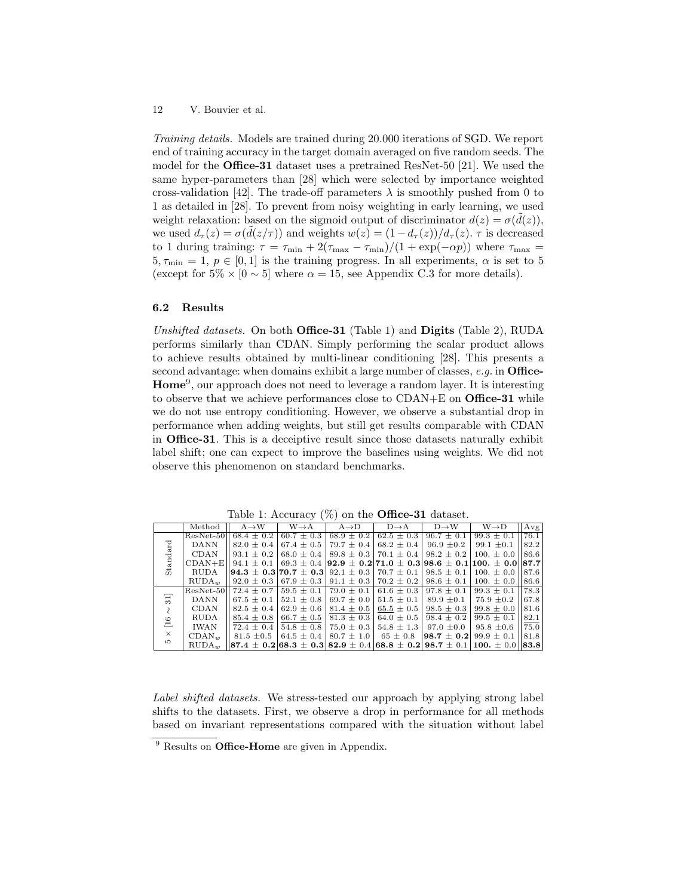*Training details.* Models are trained during 20.000 iterations of SGD. We report end of training accuracy in the target domain averaged on five random seeds. The model for the **Office-31** dataset uses a pretrained ResNet-50 [21]. We used the same hyper-parameters than [28] which were selected by importance weighted cross-validation [42]. The trade-off parameters $\lambda$ is smoothly pushed from 0 to 1 as detailed in [28]. To prevent from noisy weighting in early learning, we used weight relaxation: based on the sigmoid output of discriminator $d(z) = \sigma(\tilde{d}(z))$, we used $d_\tau(z) = \sigma(\tilde{d}(z/\tau))$ and weights $w(z) = (1 - d_\tau(z))/d_\tau(z)$. $\tau$ is decreased to 1 during training: $\tau = \tau_{\min} + 2(\tau_{\max} - \tau_{\min})/(1 + \exp(-\alpha p))$ where $\tau_{\max} = 5, \tau_{\min} = 1$, $p \in [0, 1]$ is the training progress. In all experiments, $\alpha$ is set to 5 (except for $5\% \times [0 \sim 5]$ where $\alpha = 15$, see Appendix C.3 for more details).

### 6.2 Results

*Unshifted datasets.* On both **Office-31** (Table 1) and **Digits** (Table 2), RUDA performs similarly than CDAN. Simply performing the scalar product allows to achieve results obtained by multi-linear conditioning [28]. This presents a second advantage: when domains exhibit a large number of classes, *e.g.* in **Office-Home**[9], our approach does not need to leverage a random layer. It is interesting to observe that we achieve performances close to CDAN+E on **Office-31** while we do not use entropy conditioning. However, we observe a substantial drop in performance when adding weights, but still get results comparable with CDAN in **Office-31**. This is a deceiptive result since those datasets naturally exhibit label shift; one can expect to improve the baselines using weights. We did not observe this phenomenon on standard benchmarks.

Table 1: Accuracy (%) on the **Office-31** dataset.

| | Method | A→W | W→A | A→D | D→A | D→W | W→D | Avg |
|---|---|---|---|---|---|---|---|---|
| Standard | ResNet-50 | 68.4 ± 0.2 | 60.7 ± 0.3 | 68.9 ± 0.2 | 62.5 ± 0.3 | 96.7 ± 0.1 | 99.3 ± 0.1 | 76.1 |
| | DANN | 82.0 ± 0.4 | 67.4 ± 0.5 | 79.7 ± 0.4 | 68.2 ± 0.4 | 96.9 ±0.2 | 99.1 ±0.1 | 82.2 |
| | CDAN | 93.1 ± 0.2 | 68.0 ± 0.4 | 89.8 ± 0.3 | 70.1 ± 0.4 | 98.2 ± 0.2 | 100. ± 0.0 | 86.6 |
| | CDAN+E | 94.1 ± 0.1 | 69.3 ± 0.4 | **92.9 ± 0.2** | **71.0 ± 0.3** | **98.6 ± 0.1** | **100. ± 0.0** | **87.7** |
| | RUDA | **94.3 ± 0.3** | **70.7 ± 0.3** | 92.1 ± 0.3 | 70.7 ± 0.1 | 98.5 ± 0.1 | 100. ± 0.0 | 87.6 |
| | $\text{RUDA}_w$ | 92.0 ± 0.3 | 67.9 ± 0.3 | 91.1 ± 0.3 | 70.2 ± 0.2 | 98.6 ± 0.1 | 100. ± 0.0 | 86.6 |
| $5 \times [16 \sim 31]$ | ResNet-50 | 72.4 ± 0.7 | 59.5 ± 0.1 | 79.0 ± 0.1 | 61.6 ± 0.3 | 97.8 ± 0.1 | 99.3 ± 0.1 | 78.3 |
| | DANN | 67.5 ± 0.1 | 52.1 ± 0.8 | 69.7 ± 0.0 | 51.5 ± 0.1 | 89.9 ±0.1 | 75.9 ±0.2 | 67.8 |
| | CDAN | 82.5 ± 0.4 | 62.9 ± 0.6 | 81.4 ± 0.5 | 65.5 ± 0.5 | 98.5 ± 0.3 | 99.8 ± 0.0 | 81.6 |
| | RUDA | 85.4 ± 0.8 | 66.7 ± 0.5 | 81.3 ± 0.3 | 64.0 ± 0.5 | 98.4 ± 0.2 | 99.5 ± 0.1 | 82.1 |
| | IWAN | 72.4 ± 0.4 | 54.8 ± 0.8 | 75.0 ± 0.3 | 54.8 ± 1.3 | 97.0 ±0.0 | 95.8 ±0.6 | 75.0 |
| | $\text{CDAN}_w$ | 81.5 ±0.5 | 64.5 ± 0.4 | 80.7 ± 1.0 | 65 ± 0.8 | **98.7 ± 0.2** | 99.9 ± 0.1 | 81.8 |
| | $\text{RUDA}_w$ | **87.4 ± 0.2** | **68.3 ± 0.3** | **82.9** ± 0.4 | **68.8 ± 0.2** | **98.7** ± 0.1 | **100.** ± 0.0 | **83.8** |

*Label shifted datasets.* We stress-tested our approach by applying strong label shifts to the datasets. First, we observe a drop in performance for all methods based on invariant representations compared with the situation without label

[9] Results on **Office-Home** are given in Appendix.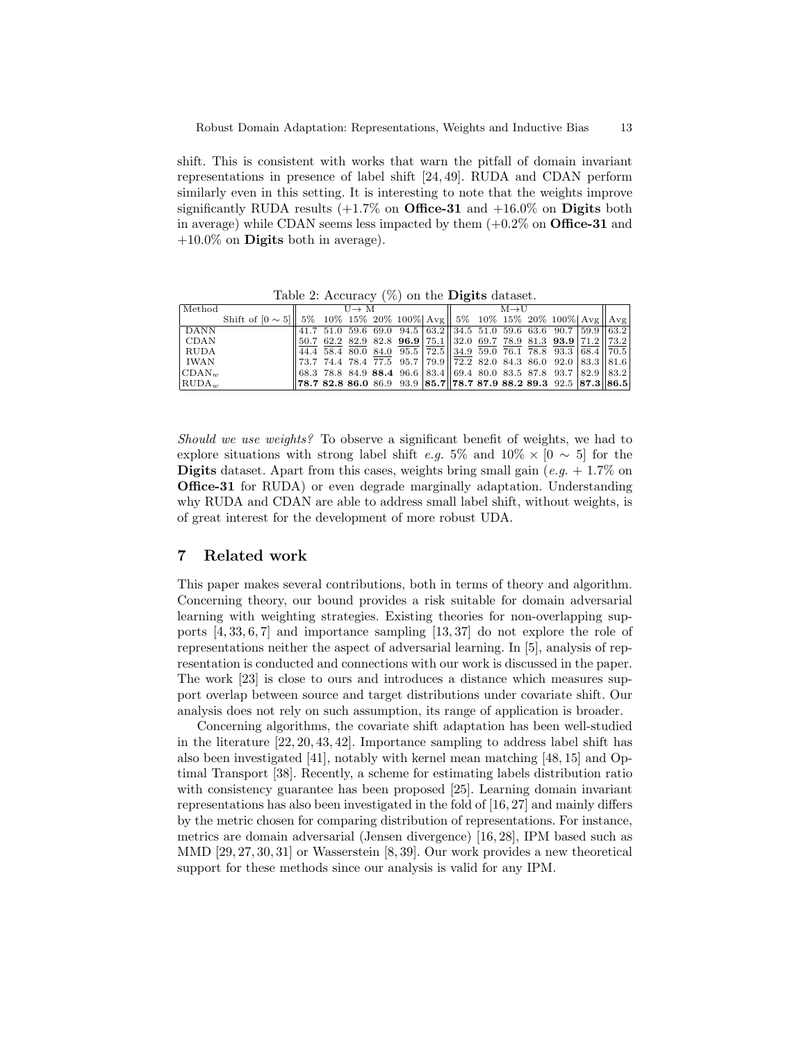shift. This is consistent with works that warn the pitfall of domain invariant representations in presence of label shift [24, 49]. RUDA and CDAN perform similarly even in this setting. It is interesting to note that the weights improve significantly RUDA results (+1.7% on **Office-31** and +16.0% on **Digits** both in average) while CDAN seems less impacted by them (+0.2% on **Office-31** and +10.0% on **Digits** both in average).

Table 2: Accuracy (%) on the **Digits** dataset.

| Method | | U→ M | | | | | | M→U | | | | | | |
|---|---|---|---|---|---|---|---|---|---|---|---|---|---|---|
| | Shift of $[0 \sim 5]$ | 5% | 10% | 15% | 20% | 100% | Avg | 5% | 10% | 15% | 20% | 100% | Avg | Avg |
| DANN | | 41.7 | 51.0 | 59.6 | 69.0 | 94.5 | 63.2 | 34.5 | 51.0 | 59.6 | 63.6 | 90.7 | 59.9 | 63.2 |
| CDAN | | 50.7 | 62.2 | 82.9 | 82.8 | **96.9** | 75.1 | 32.0 | 69.7 | 78.9 | 81.3 | **93.9** | 71.2 | 73.2 |
| RUDA | | 44.4 | 58.4 | 80.0 | 84.0 | 95.5 | 72.5 | 34.9 | 59.0 | 76.1 | 78.8 | 93.3 | 68.4 | 70.5 |
| IWAN | | 73.7 | 74.4 | 78.4 | 77.5 | 95.7 | 79.9 | 72.2 | 82.0 | 84.3 | 86.0 | 92.0 | 83.3 | 81.6 |
| $\text{CDAN}_w$ | | 68.3 | 78.8 | 84.9 | **88.4** | 96.6 | 83.4 | 69.4 | 80.0 | 83.5 | 87.8 | 93.7 | 82.9 | 83.2 |
| $\text{RUDA}_w$ | | **78.7** | **82.8** | **86.0** | 86.9 | 93.9 | **85.7** | **78.7** | **87.9** | **88.2** | **89.3** | 92.5 | **87.3** | **86.5** |

*Should we use weights?* To observe a significant benefit of weights, we had to explore situations with strong label shift *e.g.* 5% and 10% $\times$ $[0 \sim 5]$ for the **Digits** dataset. Apart from this cases, weights bring small gain (*e.g.* + 1.7% on **Office-31** for RUDA) or even degrade marginally adaptation. Understanding why RUDA and CDAN are able to address small label shift, without weights, is of great interest for the development of more robust UDA.

## 7 Related work

This paper makes several contributions, both in terms of theory and algorithm. Concerning theory, our bound provides a risk suitable for domain adversarial learning with weighting strategies. Existing theories for non-overlapping supports [4, 33, 6, 7] and importance sampling [13, 37] do not explore the role of representations neither the aspect of adversarial learning. In [5], analysis of representation is conducted and connections with our work is discussed in the paper. The work [23] is close to ours and introduces a distance which measures support overlap between source and target distributions under covariate shift. Our analysis does not rely on such assumption, its range of application is broader.

Concerning algorithms, the covariate shift adaptation has been well-studied in the literature [22, 20, 43, 42]. Importance sampling to address label shift has also been investigated [41], notably with kernel mean matching [48, 15] and Optimal Transport [38]. Recently, a scheme for estimating labels distribution ratio with consistency guarantee has been proposed [25]. Learning domain invariant representations has also been investigated in the fold of [16, 27] and mainly differs by the metric chosen for comparing distribution of representations. For instance, metrics are domain adversarial (Jensen divergence) [16, 28], IPM based such as MMD [29, 27, 30, 31] or Wasserstein [8, 39]. Our work provides a new theoretical support for these methods since our analysis is valid for any IPM.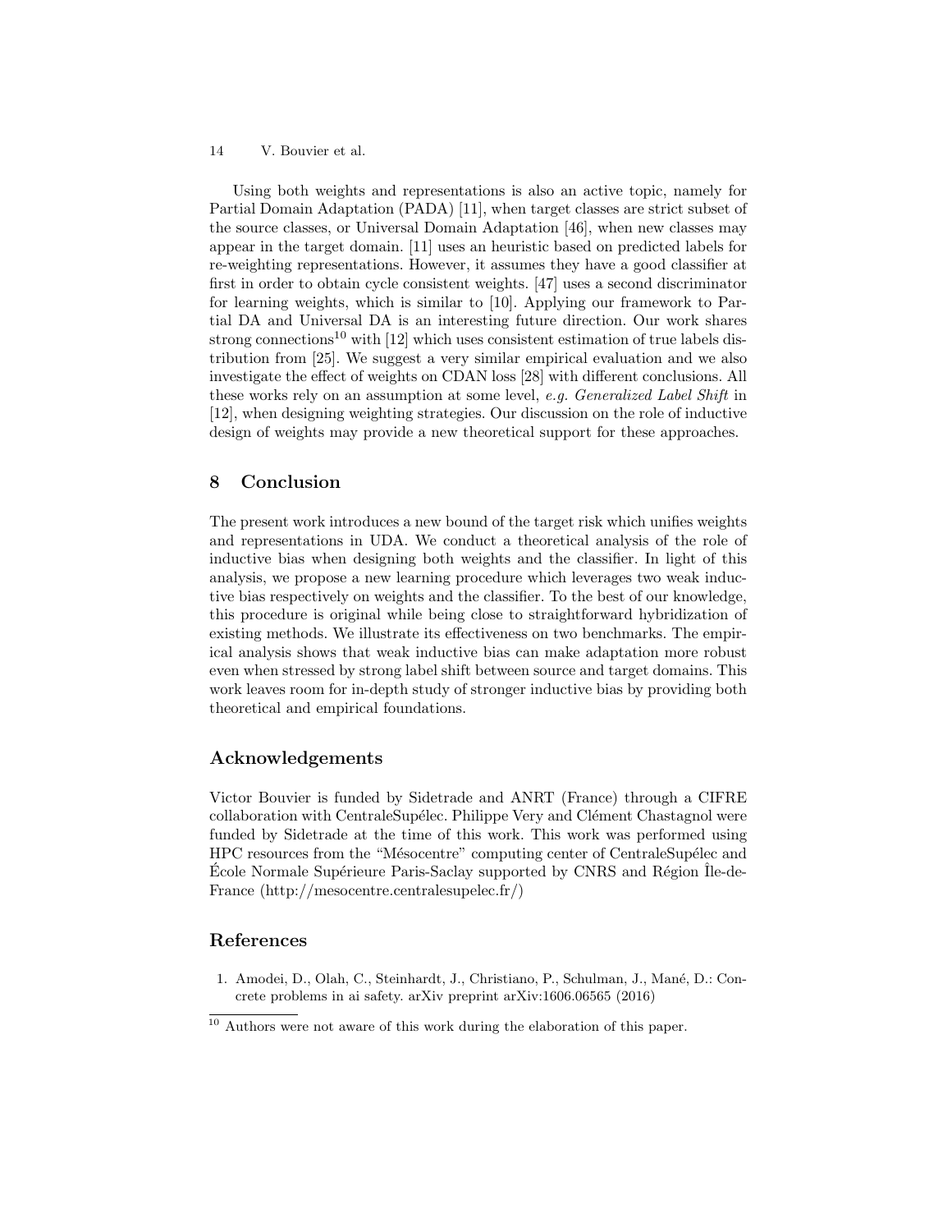Using both weights and representations is also an active topic, namely for Partial Domain Adaptation (PADA) [11], when target classes are strict subset of the source classes, or Universal Domain Adaptation [46], when new classes may appear in the target domain. [11] uses an heuristic based on predicted labels for re-weighting representations. However, it assumes they have a good classifier at first in order to obtain cycle consistent weights. [47] uses a second discriminator for learning weights, which is similar to [10]. Applying our framework to Partial DA and Universal DA is an interesting future direction. Our work shares strong connections[10] with [12] which uses consistent estimation of true labels distribution from [25]. We suggest a very similar empirical evaluation and we also investigate the effect of weights on CDAN loss [28] with different conclusions. All these works rely on an assumption at some level, *e.g. Generalized Label Shift* in [12], when designing weighting strategies. Our discussion on the role of inductive design of weights may provide a new theoretical support for these approaches.

## 8 Conclusion

The present work introduces a new bound of the target risk which unifies weights and representations in UDA. We conduct a theoretical analysis of the role of inductive bias when designing both weights and the classifier. In light of this analysis, we propose a new learning procedure which leverages two weak inductive bias respectively on weights and the classifier. To the best of our knowledge, this procedure is original while being close to straightforward hybridization of existing methods. We illustrate its effectiveness on two benchmarks. The empirical analysis shows that weak inductive bias can make adaptation more robust even when stressed by strong label shift between source and target domains. This work leaves room for in-depth study of stronger inductive bias by providing both theoretical and empirical foundations.

## Acknowledgements

Victor Bouvier is funded by Sidetrade and ANRT (France) through a CIFRE collaboration with CentraleSupélec. Philippe Very and Clément Chastagnol were funded by Sidetrade at the time of this work. This work was performed using HPC resources from the "Mésocentre" computing center of CentraleSupélec and École Normale Supérieure Paris-Saclay supported by CNRS and Région Île-de-France (http://mesocentre.centralesupelec.fr/)

## References

1. Amodei, D., Olah, C., Steinhardt, J., Christiano, P., Schulman, J., Mané, D.: Concrete problems in ai safety. arXiv preprint arXiv:1606.06565 (2016)

[10] Authors were not aware of this work during the elaboration of this paper.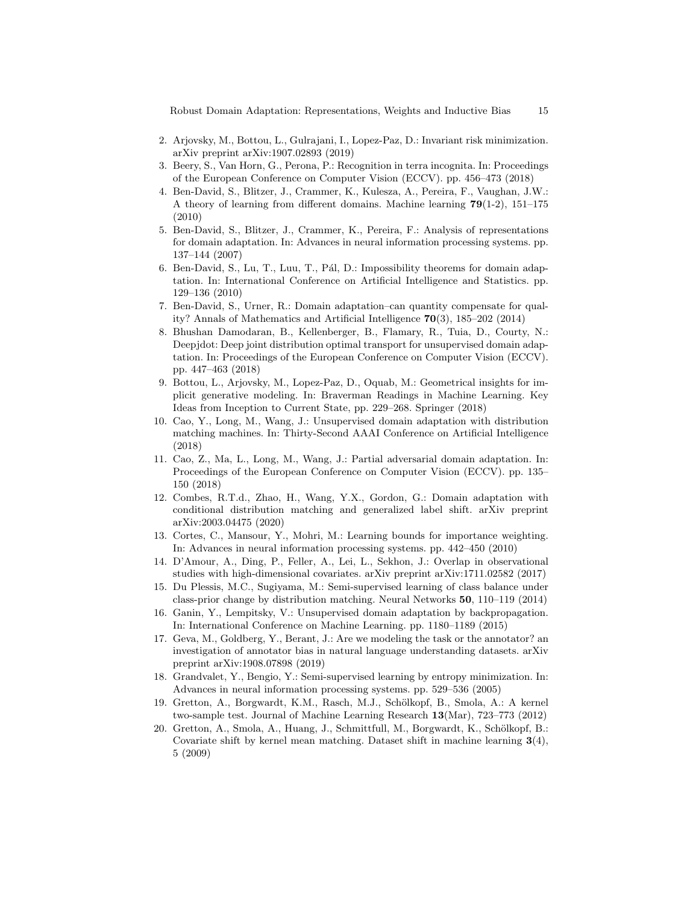2. Arjovsky, M., Bottou, L., Gulrajani, I., Lopez-Paz, D.: Invariant risk minimization. arXiv preprint arXiv:1907.02893 (2019)
3. Beery, S., Van Horn, G., Perona, P.: Recognition in terra incognita. In: Proceedings of the European Conference on Computer Vision (ECCV). pp. 456–473 (2018)
4. Ben-David, S., Blitzer, J., Crammer, K., Kulesza, A., Pereira, F., Vaughan, J.W.: A theory of learning from different domains. Machine learning **79**(1-2), 151–175 (2010)
5. Ben-David, S., Blitzer, J., Crammer, K., Pereira, F.: Analysis of representations for domain adaptation. In: Advances in neural information processing systems. pp. 137–144 (2007)
6. Ben-David, S., Lu, T., Luu, T., Pál, D.: Impossibility theorems for domain adaptation. In: International Conference on Artificial Intelligence and Statistics. pp. 129–136 (2010)
7. Ben-David, S., Urner, R.: Domain adaptation–can quantity compensate for quality? Annals of Mathematics and Artificial Intelligence **70**(3), 185–202 (2014)
8. Bhushan Damodaran, B., Kellenberger, B., Flamary, R., Tuia, D., Courty, N.: Deepjdot: Deep joint distribution optimal transport for unsupervised domain adaptation. In: Proceedings of the European Conference on Computer Vision (ECCV). pp. 447–463 (2018)
9. Bottou, L., Arjovsky, M., Lopez-Paz, D., Oquab, M.: Geometrical insights for implicit generative modeling. In: Braverman Readings in Machine Learning. Key Ideas from Inception to Current State, pp. 229–268. Springer (2018)
10. Cao, Y., Long, M., Wang, J.: Unsupervised domain adaptation with distribution matching machines. In: Thirty-Second AAAI Conference on Artificial Intelligence (2018)
11. Cao, Z., Ma, L., Long, M., Wang, J.: Partial adversarial domain adaptation. In: Proceedings of the European Conference on Computer Vision (ECCV). pp. 135–150 (2018)
12. Combes, R.T.d., Zhao, H., Wang, Y.X., Gordon, G.: Domain adaptation with conditional distribution matching and generalized label shift. arXiv preprint arXiv:2003.04475 (2020)
13. Cortes, C., Mansour, Y., Mohri, M.: Learning bounds for importance weighting. In: Advances in neural information processing systems. pp. 442–450 (2010)
14. D'Amour, A., Ding, P., Feller, A., Lei, L., Sekhon, J.: Overlap in observational studies with high-dimensional covariates. arXiv preprint arXiv:1711.02582 (2017)
15. Du Plessis, M.C., Sugiyama, M.: Semi-supervised learning of class balance under class-prior change by distribution matching. Neural Networks **50**, 110–119 (2014)
16. Ganin, Y., Lempitsky, V.: Unsupervised domain adaptation by backpropagation. In: International Conference on Machine Learning. pp. 1180–1189 (2015)
17. Geva, M., Goldberg, Y., Berant, J.: Are we modeling the task or the annotator? an investigation of annotator bias in natural language understanding datasets. arXiv preprint arXiv:1908.07898 (2019)
18. Grandvalet, Y., Bengio, Y.: Semi-supervised learning by entropy minimization. In: Advances in neural information processing systems. pp. 529–536 (2005)
19. Gretton, A., Borgwardt, K.M., Rasch, M.J., Schölkopf, B., Smola, A.: A kernel two-sample test. Journal of Machine Learning Research **13**(Mar), 723–773 (2012)
20. Gretton, A., Smola, A., Huang, J., Schmittfull, M., Borgwardt, K., Schölkopf, B.: Covariate shift by kernel mean matching. Dataset shift in machine learning **3**(4), 5 (2009)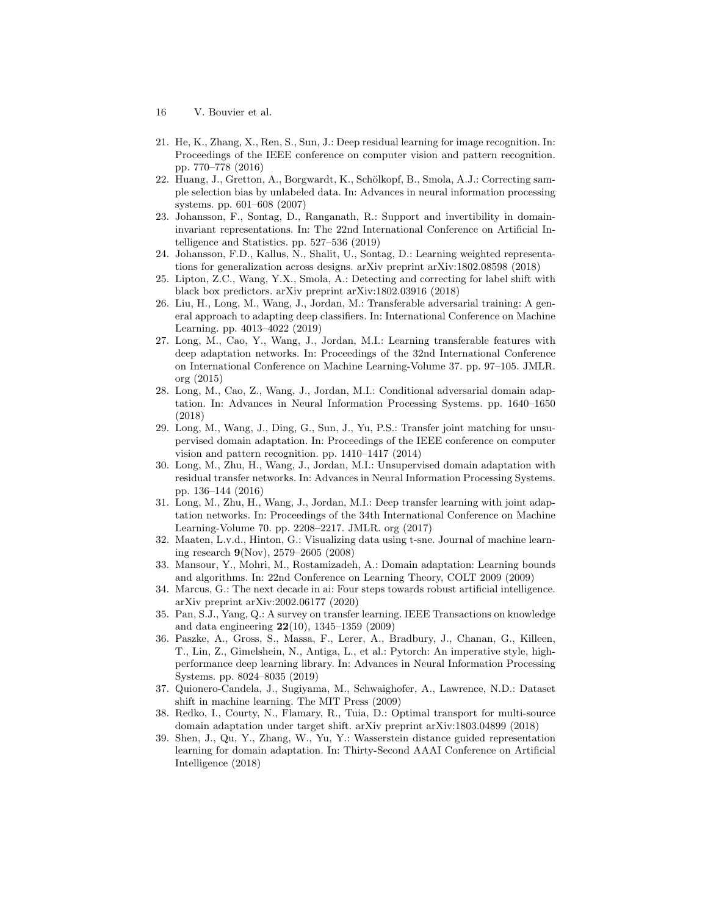21. He, K., Zhang, X., Ren, S., Sun, J.: Deep residual learning for image recognition. In: Proceedings of the IEEE conference on computer vision and pattern recognition. pp. 770–778 (2016)
22. Huang, J., Gretton, A., Borgwardt, K., Schölkopf, B., Smola, A.J.: Correcting sample selection bias by unlabeled data. In: Advances in neural information processing systems. pp. 601–608 (2007)
23. Johansson, F., Sontag, D., Ranganath, R.: Support and invertibility in domain-invariant representations. In: The 22nd International Conference on Artificial Intelligence and Statistics. pp. 527–536 (2019)
24. Johansson, F.D., Kallus, N., Shalit, U., Sontag, D.: Learning weighted representations for generalization across designs. arXiv preprint arXiv:1802.08598 (2018)
25. Lipton, Z.C., Wang, Y.X., Smola, A.: Detecting and correcting for label shift with black box predictors. arXiv preprint arXiv:1802.03916 (2018)
26. Liu, H., Long, M., Wang, J., Jordan, M.: Transferable adversarial training: A general approach to adapting deep classifiers. In: International Conference on Machine Learning. pp. 4013–4022 (2019)
27. Long, M., Cao, Y., Wang, J., Jordan, M.I.: Learning transferable features with deep adaptation networks. In: Proceedings of the 32nd International Conference on International Conference on Machine Learning-Volume 37. pp. 97–105. JMLR. org (2015)
28. Long, M., Cao, Z., Wang, J., Jordan, M.I.: Conditional adversarial domain adaptation. In: Advances in Neural Information Processing Systems. pp. 1640–1650 (2018)
29. Long, M., Wang, J., Ding, G., Sun, J., Yu, P.S.: Transfer joint matching for unsupervised domain adaptation. In: Proceedings of the IEEE conference on computer vision and pattern recognition. pp. 1410–1417 (2014)
30. Long, M., Zhu, H., Wang, J., Jordan, M.I.: Unsupervised domain adaptation with residual transfer networks. In: Advances in Neural Information Processing Systems. pp. 136–144 (2016)
31. Long, M., Zhu, H., Wang, J., Jordan, M.I.: Deep transfer learning with joint adaptation networks. In: Proceedings of the 34th International Conference on Machine Learning-Volume 70. pp. 2208–2217. JMLR. org (2017)
32. Maaten, L.v.d., Hinton, G.: Visualizing data using t-sne. Journal of machine learning research **9**(Nov), 2579–2605 (2008)
33. Mansour, Y., Mohri, M., Rostamizadeh, A.: Domain adaptation: Learning bounds and algorithms. In: 22nd Conference on Learning Theory, COLT 2009 (2009)
34. Marcus, G.: The next decade in ai: Four steps towards robust artificial intelligence. arXiv preprint arXiv:2002.06177 (2020)
35. Pan, S.J., Yang, Q.: A survey on transfer learning. IEEE Transactions on knowledge and data engineering **22**(10), 1345–1359 (2009)
36. Paszke, A., Gross, S., Massa, F., Lerer, A., Bradbury, J., Chanan, G., Killeen, T., Lin, Z., Gimelshein, N., Antiga, L., et al.: Pytorch: An imperative style, high-performance deep learning library. In: Advances in Neural Information Processing Systems. pp. 8024–8035 (2019)
37. Quionero-Candela, J., Sugiyama, M., Schwaighofer, A., Lawrence, N.D.: Dataset shift in machine learning. The MIT Press (2009)
38. Redko, I., Courty, N., Flamary, R., Tuia, D.: Optimal transport for multi-source domain adaptation under target shift. arXiv preprint arXiv:1803.04899 (2018)
39. Shen, J., Qu, Y., Zhang, W., Yu, Y.: Wasserstein distance guided representation learning for domain adaptation. In: Thirty-Second AAAI Conference on Artificial Intelligence (2018)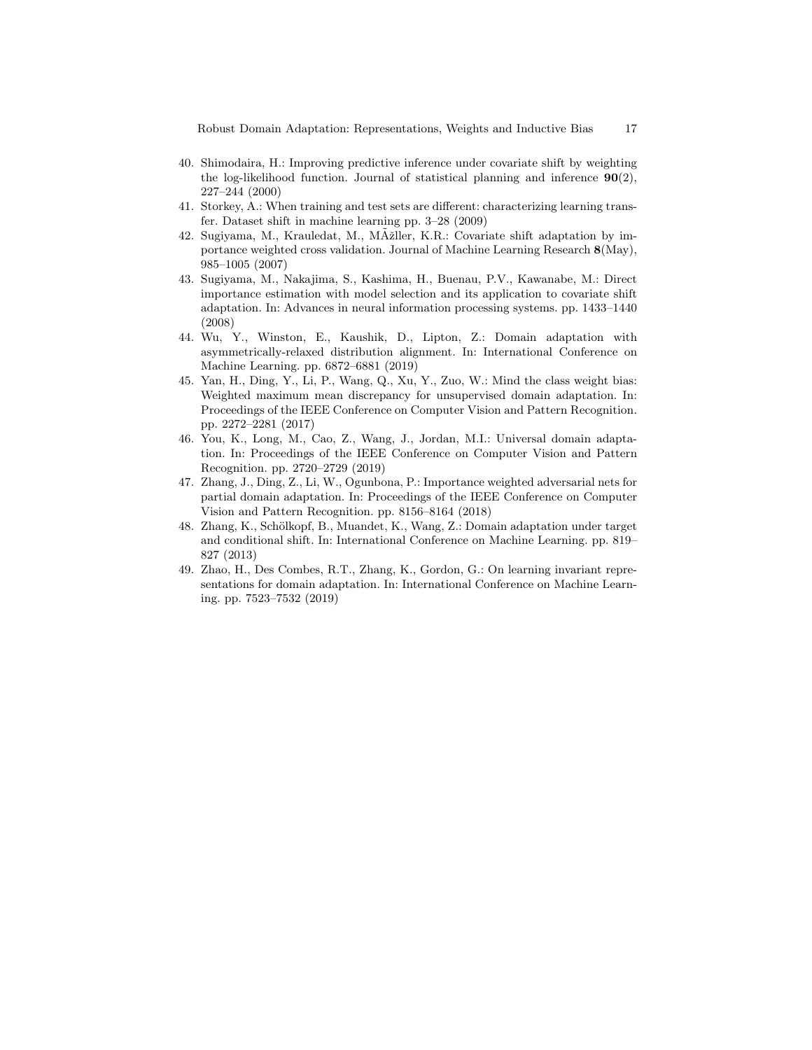40. Shimodaira, H.: Improving predictive inference under covariate shift by weighting the log-likelihood function. Journal of statistical planning and inference **90**(2), 227–244 (2000)
41. Storkey, A.: When training and test sets are different: characterizing learning transfer. Dataset shift in machine learning pp. 3–28 (2009)
42. Sugiyama, M., Krauledat, M., MÃžller, K.R.: Covariate shift adaptation by importance weighted cross validation. Journal of Machine Learning Research **8**(May), 985–1005 (2007)
43. Sugiyama, M., Nakajima, S., Kashima, H., Buenau, P.V., Kawanabe, M.: Direct importance estimation with model selection and its application to covariate shift adaptation. In: Advances in neural information processing systems. pp. 1433–1440 (2008)
44. Wu, Y., Winston, E., Kaushik, D., Lipton, Z.: Domain adaptation with asymmetrically-relaxed distribution alignment. In: International Conference on Machine Learning. pp. 6872–6881 (2019)
45. Yan, H., Ding, Y., Li, P., Wang, Q., Xu, Y., Zuo, W.: Mind the class weight bias: Weighted maximum mean discrepancy for unsupervised domain adaptation. In: Proceedings of the IEEE Conference on Computer Vision and Pattern Recognition. pp. 2272–2281 (2017)
46. You, K., Long, M., Cao, Z., Wang, J., Jordan, M.I.: Universal domain adaptation. In: Proceedings of the IEEE Conference on Computer Vision and Pattern Recognition. pp. 2720–2729 (2019)
47. Zhang, J., Ding, Z., Li, W., Ogunbona, P.: Importance weighted adversarial nets for partial domain adaptation. In: Proceedings of the IEEE Conference on Computer Vision and Pattern Recognition. pp. 8156–8164 (2018)
48. Zhang, K., Schölkopf, B., Muandet, K., Wang, Z.: Domain adaptation under target and conditional shift. In: International Conference on Machine Learning. pp. 819–827 (2013)
49. Zhao, H., Des Combes, R.T., Zhang, K., Gordon, G.: On learning invariant representations for domain adaptation. In: International Conference on Machine Learning. pp. 7523–7532 (2019)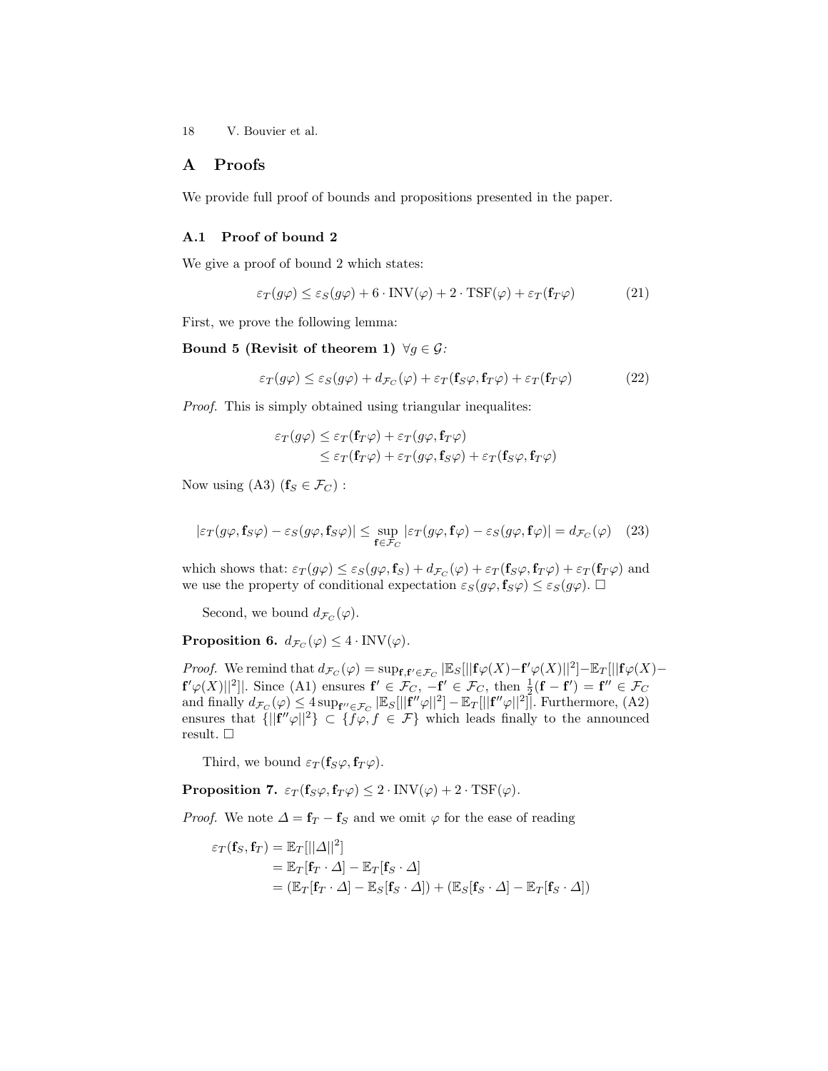## A Proofs

We provide full proof of bounds and propositions presented in the paper.

### A.1 Proof of bound 2

We give a proof of bound 2 which states:

$$\varepsilon_T(g\varphi) \leq \varepsilon_S(g\varphi) + 6 \cdot \mathrm{INV}(\varphi) + 2 \cdot \mathrm{TSF}(\varphi) + \varepsilon_T(\mathbf{f}_T\varphi) \tag{21}$$

First, we prove the following lemma:

**Bound 5 (Revisit of theorem 1)** *$\forall g \in \mathcal{G}$:*

$$\varepsilon_T(g\varphi) \leq \varepsilon_S(g\varphi) + d_{\mathcal{F}_C}(\varphi) + \varepsilon_T(\mathbf{f}_S\varphi, \mathbf{f}_T\varphi) + \varepsilon_T(\mathbf{f}_T\varphi) \tag{22}$$

*Proof.* This is simply obtained using triangular inequalites:

$$\begin{aligned}\varepsilon_T(g\varphi) &\leq \varepsilon_T(\mathbf{f}_T\varphi) + \varepsilon_T(g\varphi, \mathbf{f}_T\varphi) \\ &\leq \varepsilon_T(\mathbf{f}_T\varphi) + \varepsilon_T(g\varphi, \mathbf{f}_S\varphi) + \varepsilon_T(\mathbf{f}_S\varphi, \mathbf{f}_T\varphi)\end{aligned}$$

Now using (A3) ($\mathbf{f}_S \in \mathcal{F}_C$) :

$$|\varepsilon_T(g\varphi, \mathbf{f}_S\varphi) - \varepsilon_S(g\varphi, \mathbf{f}_S\varphi)| \leq \sup_{\mathbf{f} \in \mathcal{F}_C} |\varepsilon_T(g\varphi, \mathbf{f}\varphi) - \varepsilon_S(g\varphi, \mathbf{f}\varphi)| = d_{\mathcal{F}_C}(\varphi) \tag{23}$$

which shows that: $\varepsilon_T(g\varphi) \leq \varepsilon_S(g\varphi, \mathbf{f}_S) + d_{\mathcal{F}_C}(\varphi) + \varepsilon_T(\mathbf{f}_S\varphi, \mathbf{f}_T\varphi) + \varepsilon_T(\mathbf{f}_T\varphi)$ and we use the property of conditional expectation $\varepsilon_S(g\varphi, \mathbf{f}_S\varphi) \leq \varepsilon_S(g\varphi)$. □

Second, we bound $d_{\mathcal{F}_C}(\varphi)$.

**Proposition 6.** $d_{\mathcal{F}_C}(\varphi) \leq 4 \cdot \mathrm{INV}(\varphi)$.

*Proof.* We remind that $d_{\mathcal{F}_C}(\varphi) = \sup_{\mathbf{f}, \mathbf{f}' \in \mathcal{F}_C} |\mathbb{E}_S[||\mathbf{f}\varphi(X) - \mathbf{f}'\varphi(X)||^2] - \mathbb{E}_T[||\mathbf{f}\varphi(X) - \mathbf{f}'\varphi(X)||^2]|$. Since (A1) ensures $\mathbf{f}' \in \mathcal{F}_C$, $-\mathbf{f}' \in \mathcal{F}_C$, then $\frac{1}{2}(\mathbf{f} - \mathbf{f}') = \mathbf{f}'' \in \mathcal{F}_C$ and finally $d_{\mathcal{F}_C}(\varphi) \leq 4 \sup_{\mathbf{f}'' \in \mathcal{F}_C} |\mathbb{E}_S[||\mathbf{f}''\varphi||^2] - \mathbb{E}_T[||\mathbf{f}''\varphi||^2]|$. Furthermore, (A2) ensures that $\{||\mathbf{f}''\varphi||^2\} \subset \{f\varphi, f \in \mathcal{F}\}$ which leads finally to the announced result. □

Third, we bound $\varepsilon_T(\mathbf{f}_S\varphi, \mathbf{f}_T\varphi)$.

**Proposition 7.** $\varepsilon_T(\mathbf{f}_S\varphi, \mathbf{f}_T\varphi) \leq 2 \cdot \mathrm{INV}(\varphi) + 2 \cdot \mathrm{TSF}(\varphi)$.

*Proof.* We note $\Delta = \mathbf{f}_T - \mathbf{f}_S$ and we omit $\varphi$ for the ease of reading

$$\begin{aligned}\varepsilon_T(\mathbf{f}_S, \mathbf{f}_T) &= \mathbb{E}_T[||\Delta||^2] \\ &= \mathbb{E}_T[\mathbf{f}_T \cdot \Delta] - \mathbb{E}_T[\mathbf{f}_S \cdot \Delta] \\ &= (\mathbb{E}_T[\mathbf{f}_T \cdot \Delta] - \mathbb{E}_S[\mathbf{f}_S \cdot \Delta]) + (\mathbb{E}_S[\mathbf{f}_S \cdot \Delta] - \mathbb{E}_T[\mathbf{f}_S \cdot \Delta])\end{aligned}$$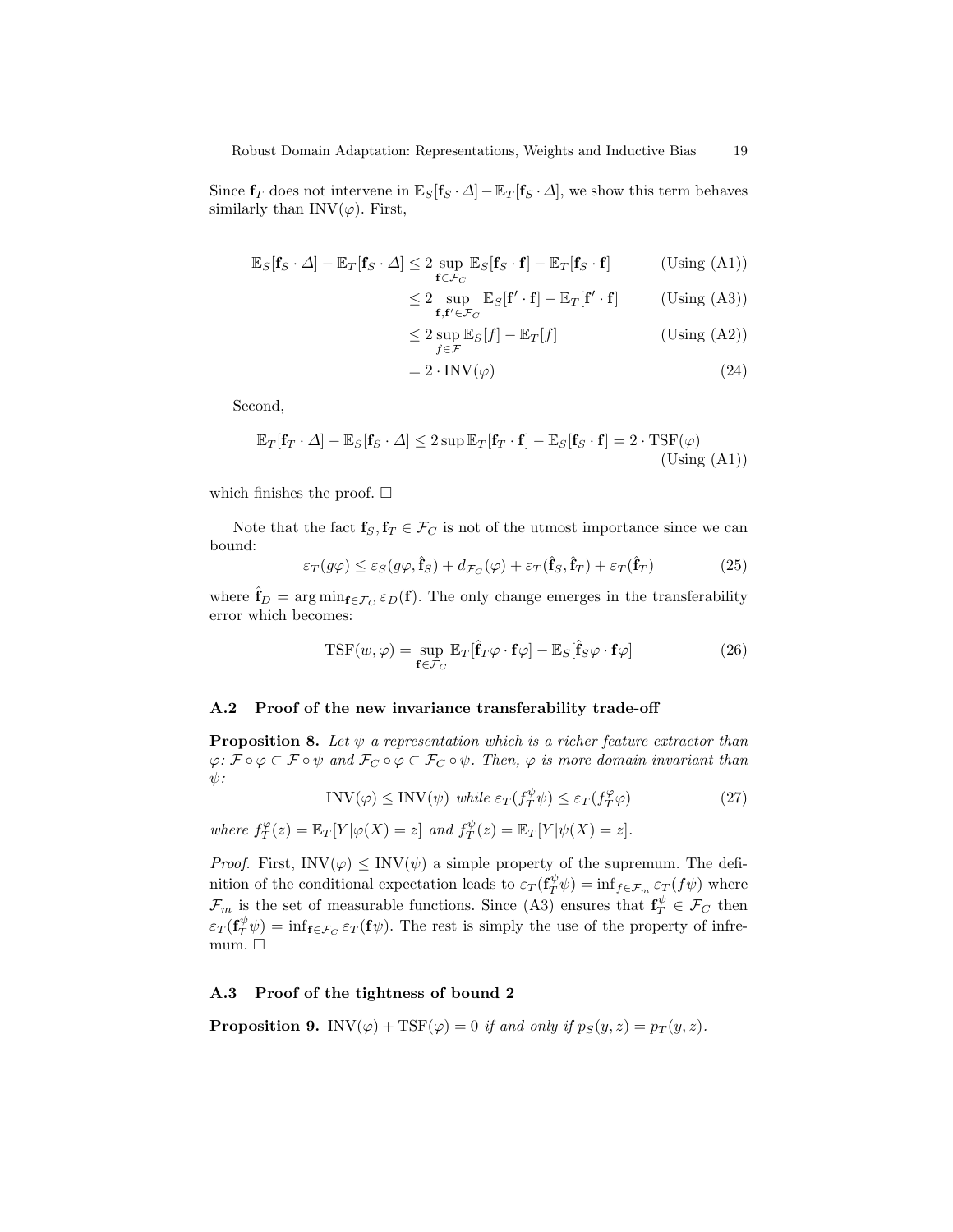Since $\mathbf{f}_T$ does not intervene in $\mathbb{E}_S[\mathbf{f}_S \cdot \Delta] - \mathbb{E}_T[\mathbf{f}_S \cdot \Delta]$, we show this term behaves similarly than $\text{INV}(\varphi)$. First,

$$
\begin{aligned}
\mathbb{E}_S[\mathbf{f}_S \cdot \Delta] - \mathbb{E}_T[\mathbf{f}_S \cdot \Delta] &\leq 2 \sup_{\mathbf{f} \in \mathcal{F}_C} \mathbb{E}_S[\mathbf{f}_S \cdot \mathbf{f}] - \mathbb{E}_T[\mathbf{f}_S \cdot \mathbf{f}] && \text{(Using (A1))} \\
&\leq 2 \sup_{\mathbf{f}, \mathbf{f}' \in \mathcal{F}_C} \mathbb{E}_S[\mathbf{f}' \cdot \mathbf{f}] - \mathbb{E}_T[\mathbf{f}' \cdot \mathbf{f}] && \text{(Using (A3))} \\
&\leq 2 \sup_{f \in \mathcal{F}} \mathbb{E}_S[f] - \mathbb{E}_T[f] && \text{(Using (A2))} \\
&= 2 \cdot \text{INV}(\varphi) && (24)
\end{aligned}
$$

Second,

$$
\mathbb{E}_T[\mathbf{f}_T \cdot \Delta] - \mathbb{E}_S[\mathbf{f}_S \cdot \Delta] \leq 2 \sup \mathbb{E}_T[\mathbf{f}_T \cdot \mathbf{f}] - \mathbb{E}_S[\mathbf{f}_S \cdot \mathbf{f}] = 2 \cdot \text{TSF}(\varphi) \quad \text{(Using (A1))}
$$

which finishes the proof. □

Note that the fact $\mathbf{f}_S, \mathbf{f}_T \in \mathcal{F}_C$ is not of the utmost importance since we can bound:

$$
\varepsilon_T(g\varphi) \leq \varepsilon_S(g\varphi, \hat{\mathbf{f}}_S) + d_{\mathcal{F}_C}(\varphi) + \varepsilon_T(\hat{\mathbf{f}}_S, \hat{\mathbf{f}}_T) + \varepsilon_T(\hat{\mathbf{f}}_T) \tag{25}
$$

where $\hat{\mathbf{f}}_D = \arg\min_{\mathbf{f} \in \mathcal{F}_C} \varepsilon_D(\mathbf{f})$. The only change emerges in the transferability error which becomes:

$$
\text{TSF}(w, \varphi) = \sup_{\mathbf{f} \in \mathcal{F}_C} \mathbb{E}_T[\hat{\mathbf{f}}_T \varphi \cdot \mathbf{f} \varphi] - \mathbb{E}_S[\hat{\mathbf{f}}_S \varphi \cdot \mathbf{f} \varphi] \tag{26}
$$

### A.2 Proof of the new invariance transferability trade-off

**Proposition 8.** *Let $\psi$ a representation which is a richer feature extractor than $\varphi$: $\mathcal{F} \circ \varphi \subset \mathcal{F} \circ \psi$ and $\mathcal{F}_C \circ \varphi \subset \mathcal{F}_C \circ \psi$. Then, $\varphi$ is more domain invariant than $\psi$:*

$$
\text{INV}(\varphi) \leq \text{INV}(\psi) \ \textit{while} \ \varepsilon_T(f_T^\psi \psi) \leq \varepsilon_T(f_T^\varphi \varphi) \tag{27}
$$

*where $f_T^\varphi(z) = \mathbb{E}_T[Y|\varphi(X) = z]$ and $f_T^\psi(z) = \mathbb{E}_T[Y|\psi(X) = z]$.*

*Proof.* First, $\text{INV}(\varphi) \leq \text{INV}(\psi)$ a simple property of the supremum. The definition of the conditional expectation leads to $\varepsilon_T(\mathbf{f}_T^\psi \psi) = \inf_{f \in \mathcal{F}_m} \varepsilon_T(f \psi)$ where $\mathcal{F}_m$ is the set of measurable functions. Since (A3) ensures that $\mathbf{f}_T^\psi \in \mathcal{F}_C$ then $\varepsilon_T(\mathbf{f}_T^\psi \psi) = \inf_{\mathbf{f} \in \mathcal{F}_C} \varepsilon_T(\mathbf{f} \psi)$. The rest is simply the use of the property of infremum. □

### A.3 Proof of the tightness of bound 2

**Proposition 9.** $\text{INV}(\varphi) + \text{TSF}(\varphi) = 0$ *if and only if* $p_S(y, z) = p_T(y, z)$.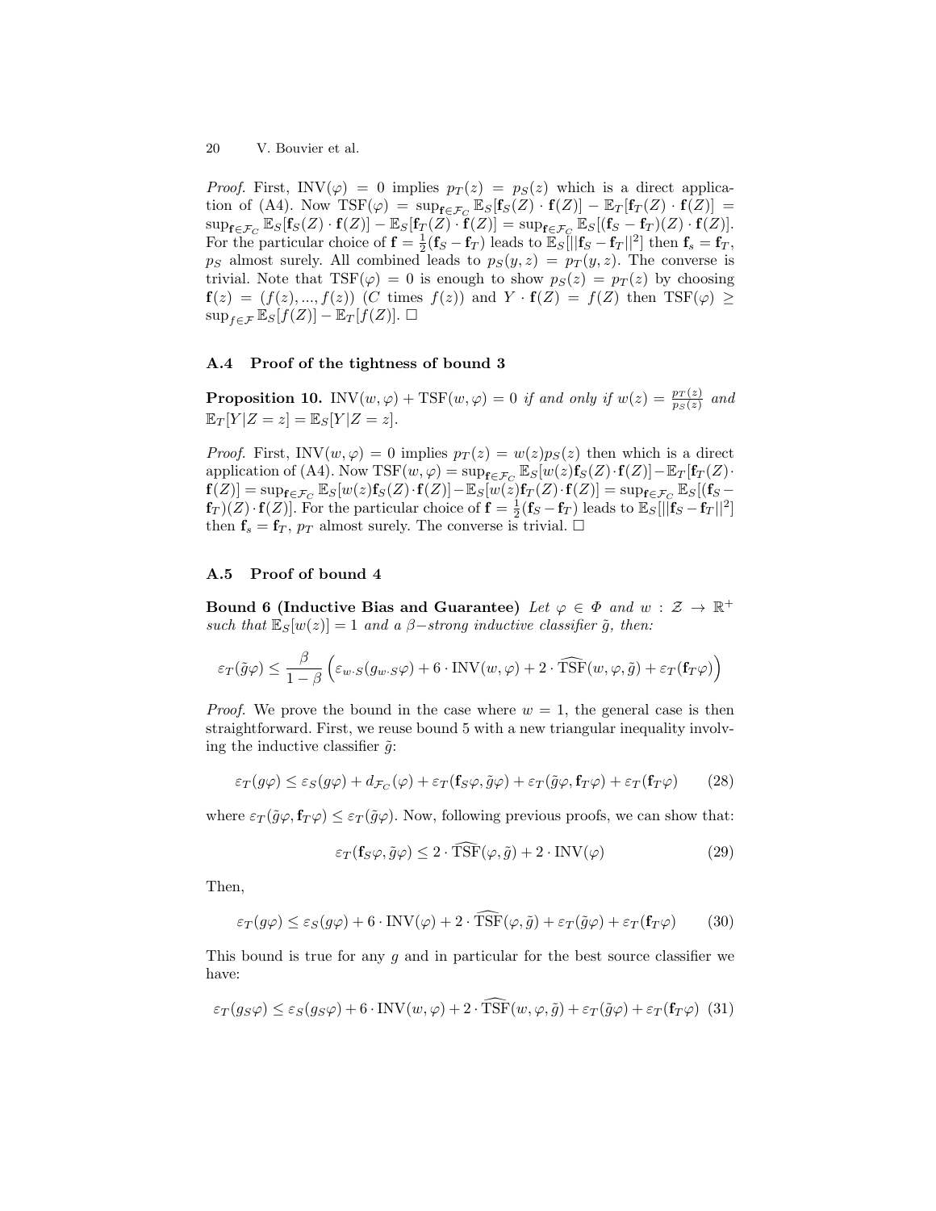*Proof.* First, $\text{INV}(\varphi) = 0$ implies $p_T(z) = p_S(z)$ which is a direct application of (A4). Now $\text{TSF}(\varphi) = \sup_{\mathbf{f} \in \mathcal{F}_C} \mathbb{E}_S[\mathbf{f}_S(Z) \cdot \mathbf{f}(Z)] - \mathbb{E}_T[\mathbf{f}_T(Z) \cdot \mathbf{f}(Z)] = \sup_{\mathbf{f} \in \mathcal{F}_C} \mathbb{E}_S[\mathbf{f}_S(Z) \cdot \mathbf{f}(Z)] - \mathbb{E}_S[\mathbf{f}_T(Z) \cdot \mathbf{f}(Z)] = \sup_{\mathbf{f} \in \mathcal{F}_C} \mathbb{E}_S[(\mathbf{f}_S - \mathbf{f}_T)(Z) \cdot \mathbf{f}(Z)]$. For the particular choice of $\mathbf{f} = \frac{1}{2}(\mathbf{f}_S - \mathbf{f}_T)$ leads to $\mathbb{E}_S[||\mathbf{f}_S - \mathbf{f}_T||^2]$ then $\mathbf{f}_s = \mathbf{f}_T$, $p_S$ almost surely. All combined leads to $p_S(y, z) = p_T(y, z)$. The converse is trivial. Note that $\text{TSF}(\varphi) = 0$ is enough to show $p_S(z) = p_T(z)$ by choosing $\mathbf{f}(z) = (f(z), ..., f(z))$ ($C$ times $f(z)$) and $Y \cdot \mathbf{f}(Z) = f(Z)$ then $\text{TSF}(\varphi) \geq \sup_{f \in \mathcal{F}} \mathbb{E}_S[f(Z)] - \mathbb{E}_T[f(Z)]$. □

### A.4 Proof of the tightness of bound 3

**Proposition 10.** *$\text{INV}(w, \varphi) + \text{TSF}(w, \varphi) = 0$ if and only if $w(z) = \frac{p_T(z)}{p_S(z)}$ and $\mathbb{E}_T[Y|Z = z] = \mathbb{E}_S[Y|Z = z]$.*

*Proof.* First, $\text{INV}(w, \varphi) = 0$ implies $p_T(z) = w(z)p_S(z)$ then which is a direct application of (A4). Now $\text{TSF}(w, \varphi) = \sup_{\mathbf{f} \in \mathcal{F}_C} \mathbb{E}_S[w(z)\mathbf{f}_S(Z) \cdot \mathbf{f}(Z)] - \mathbb{E}_T[\mathbf{f}_T(Z) \cdot \mathbf{f}(Z)] = \sup_{\mathbf{f} \in \mathcal{F}_C} \mathbb{E}_S[w(z)\mathbf{f}_S(Z) \cdot \mathbf{f}(Z)] - \mathbb{E}_S[w(z)\mathbf{f}_T(Z) \cdot \mathbf{f}(Z)] = \sup_{\mathbf{f} \in \mathcal{F}_C} \mathbb{E}_S[(\mathbf{f}_S - \mathbf{f}_T)(Z) \cdot \mathbf{f}(Z)]$. For the particular choice of $\mathbf{f} = \frac{1}{2}(\mathbf{f}_S - \mathbf{f}_T)$ leads to $\mathbb{E}_S[||\mathbf{f}_S - \mathbf{f}_T||^2]$ then $\mathbf{f}_s = \mathbf{f}_T$, $p_T$ almost surely. The converse is trivial. □

### A.5 Proof of bound 4

**Bound 6 (Inductive Bias and Guarantee)** *Let $\varphi \in \Phi$ and $w : \mathcal{Z} \rightarrow \mathbb{R}^+$ such that $\mathbb{E}_S[w(z)] = 1$ and a $\beta$−strong inductive classifier $\tilde{g}$, then:*

$$\varepsilon_T(\tilde{g}\varphi) \leq \frac{\beta}{1 - \beta} \left( \varepsilon_{w \cdot S}(g_{w \cdot S}\varphi) + 6 \cdot \text{INV}(w, \varphi) + 2 \cdot \widehat{\text{TSF}}(w, \varphi, \tilde{g}) + \varepsilon_T(\mathbf{f}_T\varphi) \right)$$

*Proof.* We prove the bound in the case where $w = 1$, the general case is then straightforward. First, we reuse bound 5 with a new triangular inequality involving the inductive classifier $\tilde{g}$:

$$\varepsilon_T(g\varphi) \leq \varepsilon_S(g\varphi) + d_{\mathcal{F}_C}(\varphi) + \varepsilon_T(\mathbf{f}_S\varphi, \tilde{g}\varphi) + \varepsilon_T(\tilde{g}\varphi, \mathbf{f}_T\varphi) + \varepsilon_T(\mathbf{f}_T\varphi) \tag{28}$$

where $\varepsilon_T(\tilde{g}\varphi, \mathbf{f}_T\varphi) \leq \varepsilon_T(\tilde{g}\varphi)$. Now, following previous proofs, we can show that:

$$\varepsilon_T(\mathbf{f}_S\varphi, \tilde{g}\varphi) \leq 2 \cdot \widehat{\text{TSF}}(\varphi, \tilde{g}) + 2 \cdot \text{INV}(\varphi) \tag{29}$$

Then,

$$\varepsilon_T(g\varphi) \leq \varepsilon_S(g\varphi) + 6 \cdot \text{INV}(\varphi) + 2 \cdot \widehat{\text{TSF}}(\varphi, \tilde{g}) + \varepsilon_T(\tilde{g}\varphi) + \varepsilon_T(\mathbf{f}_T\varphi) \tag{30}$$

This bound is true for any $g$ and in particular for the best source classifier we have:

$$\varepsilon_T(g_S\varphi) \leq \varepsilon_S(g_S\varphi) + 6 \cdot \text{INV}(w, \varphi) + 2 \cdot \widehat{\text{TSF}}(w, \varphi, \tilde{g}) + \varepsilon_T(\tilde{g}\varphi) + \varepsilon_T(\mathbf{f}_T\varphi) \tag{31}$$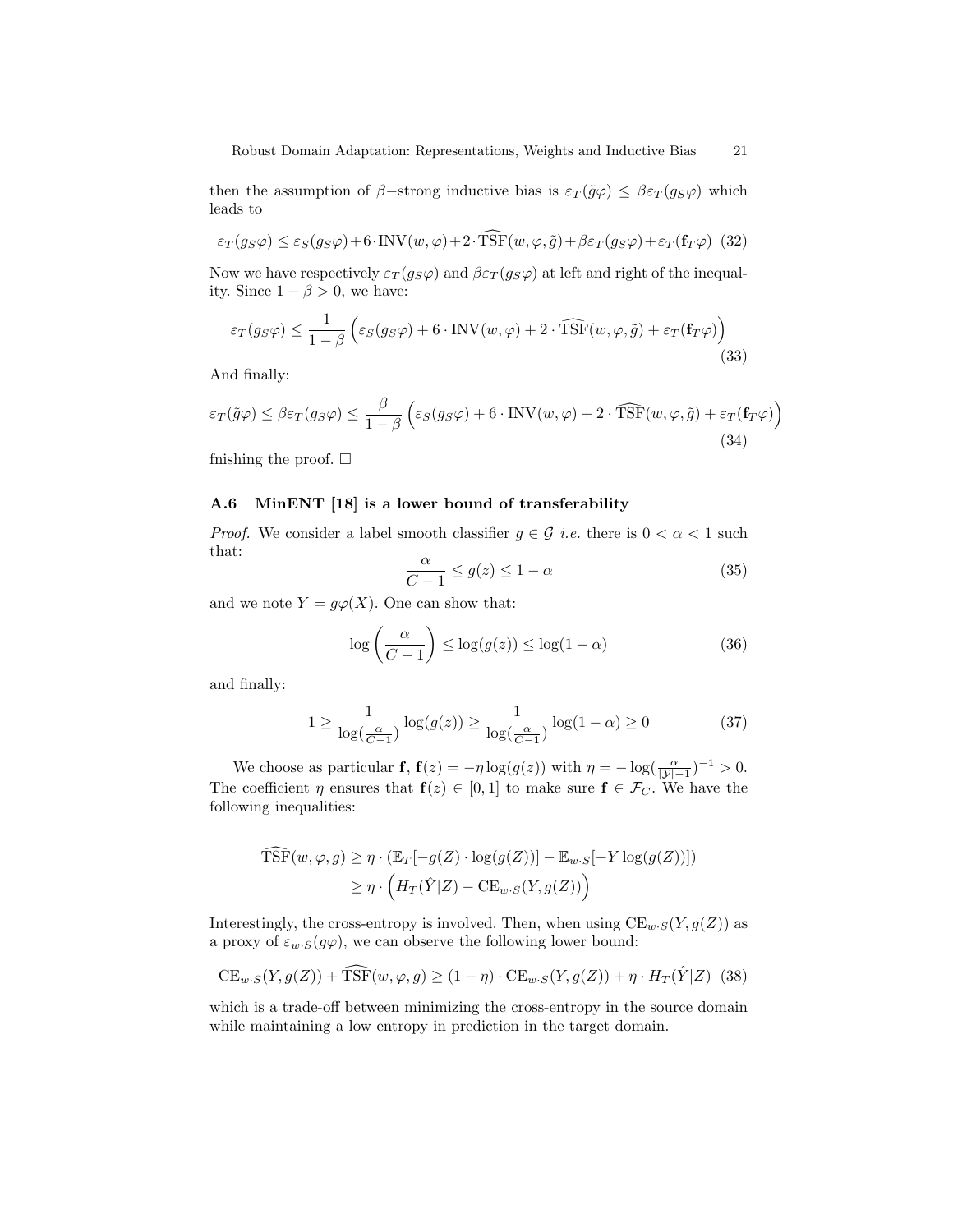then the assumption of $\beta-$strong inductive bias is $\varepsilon_T(\tilde{g}\varphi) \leq \beta\varepsilon_T(g_S\varphi)$ which leads to

$$\varepsilon_T(g_S\varphi) \leq \varepsilon_S(g_S\varphi) + 6 \cdot \text{INV}(w,\varphi) + 2 \cdot \widehat{\text{TSF}}(w,\varphi,\tilde{g}) + \beta\varepsilon_T(g_S\varphi) + \varepsilon_T(\mathbf{f}_T\varphi) \quad (32)$$

Now we have respectively $\varepsilon_T(g_S\varphi)$ and $\beta\varepsilon_T(g_S\varphi)$ at left and right of the inequality. Since $1-\beta > 0$, we have:

$$\varepsilon_T(g_S\varphi) \leq \frac{1}{1-\beta}\Big(\varepsilon_S(g_S\varphi) + 6 \cdot \text{INV}(w,\varphi) + 2 \cdot \widehat{\text{TSF}}(w,\varphi,\tilde{g}) + \varepsilon_T(\mathbf{f}_T\varphi)\Big) \quad (33)$$

And finally:

$$\varepsilon_T(\tilde{g}\varphi) \leq \beta\varepsilon_T(g_S\varphi) \leq \frac{\beta}{1-\beta}\Big(\varepsilon_S(g_S\varphi) + 6 \cdot \text{INV}(w,\varphi) + 2 \cdot \widehat{\text{TSF}}(w,\varphi,\tilde{g}) + \varepsilon_T(\mathbf{f}_T\varphi)\Big) \quad (34)$$

fnishing the proof. $\square$

### A.6 MinENT [18] is a lower bound of transferability

*Proof.* We consider a label smooth classifier $g \in \mathcal{G}$ *i.e.* there is $0 < \alpha < 1$ such that:

$$\frac{\alpha}{C-1} \leq g(z) \leq 1-\alpha \quad (35)$$

and we note $Y = g\varphi(X)$. One can show that:

$$\log\left(\frac{\alpha}{C-1}\right) \leq \log(g(z)) \leq \log(1-\alpha) \quad (36)$$

and finally:

$$1 \geq \frac{1}{\log(\frac{\alpha}{C-1})}\log(g(z)) \geq \frac{1}{\log(\frac{\alpha}{C-1})}\log(1-\alpha) \geq 0 \quad (37)$$

We choose as particular $\mathbf{f}$, $\mathbf{f}(z) = -\eta\log(g(z))$ with $\eta = -\log(\frac{\alpha}{|\mathcal{Y}|-1})^{-1} > 0$. The coefficient $\eta$ ensures that $\mathbf{f}(z) \in [0,1]$ to make sure $\mathbf{f} \in \mathcal{F}_C$. We have the following inequalities:

$$\begin{aligned}
\widehat{\text{TSF}}(w,\varphi,g) &\geq \eta \cdot (\mathbb{E}_T[-g(Z) \cdot \log(g(Z))] - \mathbb{E}_{w \cdot S}[-Y\log(g(Z))]) \\
&\geq \eta \cdot \Big(H_T(\hat{Y}|Z) - \text{CE}_{w \cdot S}(Y, g(Z))\Big)
\end{aligned}$$

Interestingly, the cross-entropy is involved. Then, when using $\text{CE}_{w \cdot S}(Y, g(Z))$ as a proxy of $\varepsilon_{w \cdot S}(g\varphi)$, we can observe the following lower bound:

$$\text{CE}_{w \cdot S}(Y, g(Z)) + \widehat{\text{TSF}}(w,\varphi,g) \geq (1-\eta) \cdot \text{CE}_{w \cdot S}(Y, g(Z)) + \eta \cdot H_T(\hat{Y}|Z) \quad (38)$$

which is a trade-off between minimizing the cross-entropy in the source domain while maintaining a low entropy in prediction in the target domain.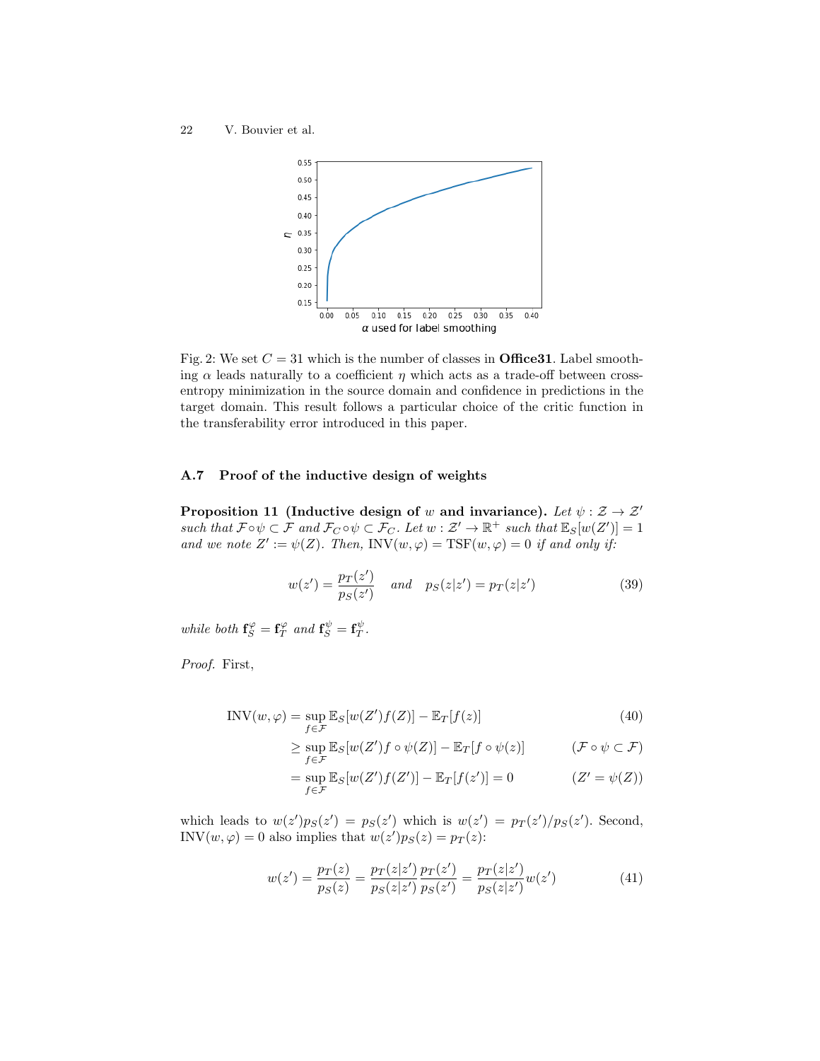Fig. 2: We set $C = 31$ which is the number of classes in **Office31**. Label smoothing $\alpha$ leads naturally to a coefficient $\eta$ which acts as a trade-off between cross-entropy minimization in the source domain and confidence in predictions in the target domain. This result follows a particular choice of the critic function in the transferability error introduced in this paper.

### A.7 Proof of the inductive design of weights

**Proposition 11 (Inductive design of $w$ and invariance).** *Let $\psi : \mathcal{Z} \to \mathcal{Z}'$ such that $\mathcal{F} \circ \psi \subset \mathcal{F}$ and $\mathcal{F}_C \circ \psi \subset \mathcal{F}_C$. Let $w : \mathcal{Z}' \to \mathbb{R}^+$ such that $\mathbb{E}_S[w(Z')] = 1$ and we note $Z' := \psi(Z)$. Then, $\mathrm{INV}(w, \varphi) = \mathrm{TSF}(w, \varphi) = 0$ if and only if:*

$$w(z') = \frac{p_T(z')}{p_S(z')} \quad \text{and} \quad p_S(z|z') = p_T(z|z') \tag{39}$$

*while both $\mathbf{f}_S^{\varphi} = \mathbf{f}_T^{\varphi}$ and $\mathbf{f}_S^{\psi} = \mathbf{f}_T^{\psi}$.*

*Proof.* First,

$$\begin{aligned}
\mathrm{INV}(w, \varphi) &= \sup_{f \in \mathcal{F}} \mathbb{E}_S[w(Z')f(Z)] - \mathbb{E}_T[f(z)] && (40)\\
&\geq \sup_{f \in \mathcal{F}} \mathbb{E}_S[w(Z')f \circ \psi(Z)] - \mathbb{E}_T[f \circ \psi(z)] && (\mathcal{F} \circ \psi \subset \mathcal{F})\\
&= \sup_{f \in \mathcal{F}} \mathbb{E}_S[w(Z')f(Z')] - \mathbb{E}_T[f(z')] = 0 && (Z' = \psi(Z))
\end{aligned}$$

which leads to $w(z')p_S(z') = p_S(z')$ which is $w(z') = p_T(z')/p_S(z')$. Second, $\mathrm{INV}(w, \varphi) = 0$ also implies that $w(z')p_S(z) = p_T(z)$:

$$w(z') = \frac{p_T(z)}{p_S(z)} = \frac{p_T(z|z')}{p_S(z|z')} \frac{p_T(z')}{p_S(z')} = \frac{p_T(z|z')}{p_S(z|z')} w(z') \tag{41}$$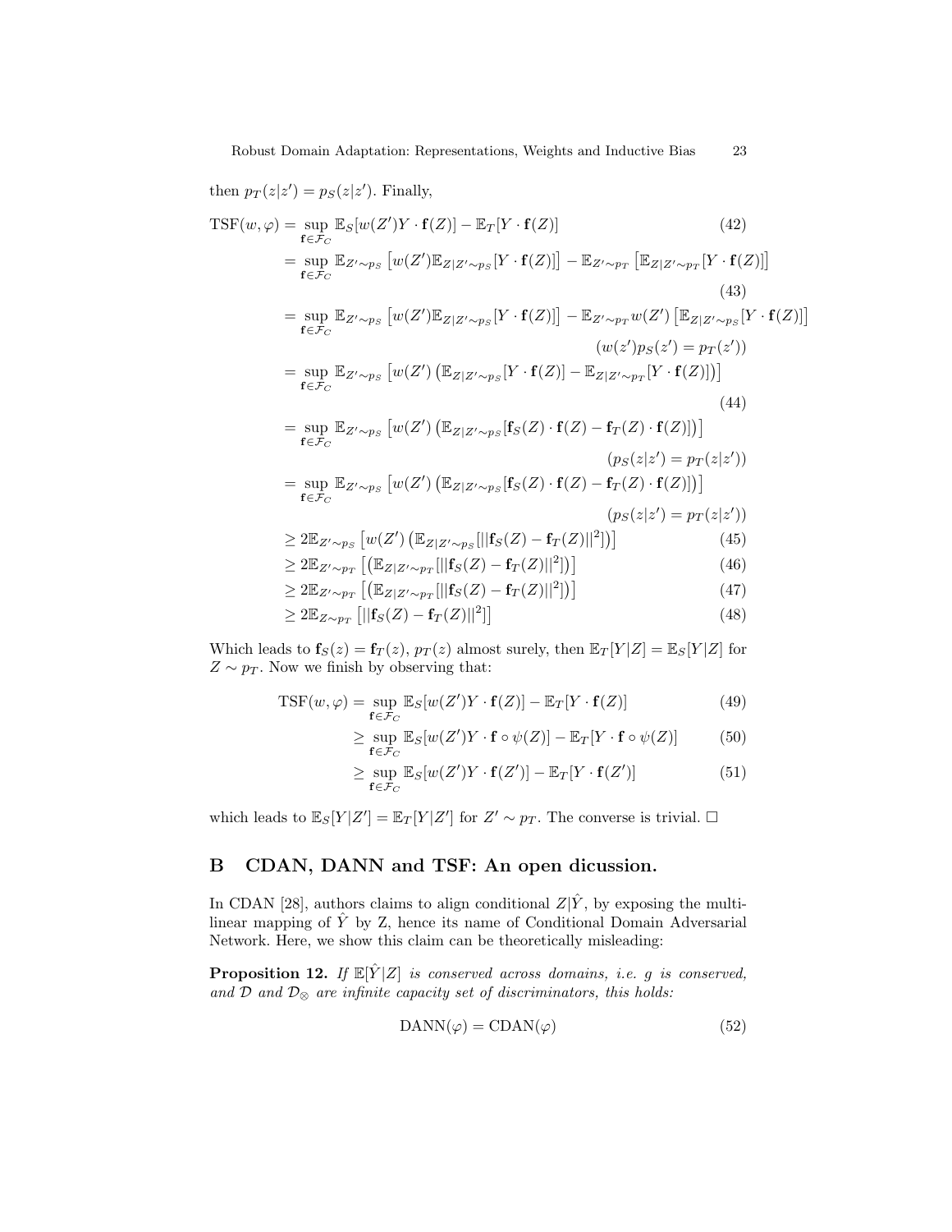then $p_T(z|z') = p_S(z|z')$. Finally,

$$
\begin{aligned}
\mathrm{TSF}(w, \varphi) &= \sup_{\mathbf{f} \in \mathcal{F}_C} \mathbb{E}_S[w(Z')Y \cdot \mathbf{f}(Z)] - \mathbb{E}_T[Y \cdot \mathbf{f}(Z)] & (42) \\
&= \sup_{\mathbf{f} \in \mathcal{F}_C} \mathbb{E}_{Z' \sim p_S}\left[w(Z')\mathbb{E}_{Z|Z' \sim p_S}[Y \cdot \mathbf{f}(Z)]\right] - \mathbb{E}_{Z' \sim p_T}\left[\mathbb{E}_{Z|Z' \sim p_T}[Y \cdot \mathbf{f}(Z)]\right] & (43) \\
&= \sup_{\mathbf{f} \in \mathcal{F}_C} \mathbb{E}_{Z' \sim p_S}\left[w(Z')\mathbb{E}_{Z|Z' \sim p_S}[Y \cdot \mathbf{f}(Z)]\right] - \mathbb{E}_{Z' \sim p_T} w(Z')\left[\mathbb{E}_{Z|Z' \sim p_S}[Y \cdot \mathbf{f}(Z)]\right] & \\
& & (w(z')p_S(z') = p_T(z')) \\
&= \sup_{\mathbf{f} \in \mathcal{F}_C} \mathbb{E}_{Z' \sim p_S}\left[w(Z')\left(\mathbb{E}_{Z|Z' \sim p_S}[Y \cdot \mathbf{f}(Z)] - \mathbb{E}_{Z|Z' \sim p_T}[Y \cdot \mathbf{f}(Z)]\right)\right] & (44) \\
&= \sup_{\mathbf{f} \in \mathcal{F}_C} \mathbb{E}_{Z' \sim p_S}\left[w(Z')\left(\mathbb{E}_{Z|Z' \sim p_S}[\mathbf{f}_S(Z) \cdot \mathbf{f}(Z) - \mathbf{f}_T(Z) \cdot \mathbf{f}(Z)]\right)\right] & \\
& & (p_S(z|z') = p_T(z|z')) \\
&= \sup_{\mathbf{f} \in \mathcal{F}_C} \mathbb{E}_{Z' \sim p_S}\left[w(Z')\left(\mathbb{E}_{Z|Z' \sim p_S}[\mathbf{f}_S(Z) \cdot \mathbf{f}(Z) - \mathbf{f}_T(Z) \cdot \mathbf{f}(Z)]\right)\right] & \\
& & (p_S(z|z') = p_T(z|z')) \\
&\geq 2\mathbb{E}_{Z' \sim p_S}\left[w(Z')\left(\mathbb{E}_{Z|Z' \sim p_S}[||\mathbf{f}_S(Z) - \mathbf{f}_T(Z)||^2]\right)\right] & (45) \\
&\geq 2\mathbb{E}_{Z' \sim p_T}\left[\left(\mathbb{E}_{Z|Z' \sim p_T}[||\mathbf{f}_S(Z) - \mathbf{f}_T(Z)||^2]\right)\right] & (46) \\
&\geq 2\mathbb{E}_{Z' \sim p_T}\left[\left(\mathbb{E}_{Z|Z' \sim p_T}[||\mathbf{f}_S(Z) - \mathbf{f}_T(Z)||^2]\right)\right] & (47) \\
&\geq 2\mathbb{E}_{Z \sim p_T}\left[||\mathbf{f}_S(Z) - \mathbf{f}_T(Z)||^2\right] & (48)
\end{aligned}
$$

Which leads to $\mathbf{f}_S(z) = \mathbf{f}_T(z)$, $p_T(z)$ almost surely, then $\mathbb{E}_T[Y|Z] = \mathbb{E}_S[Y|Z]$ for $Z \sim p_T$. Now we finish by observing that:

$$
\begin{aligned}
\mathrm{TSF}(w, \varphi) &= \sup_{\mathbf{f} \in \mathcal{F}_C} \mathbb{E}_S[w(Z')Y \cdot \mathbf{f}(Z)] - \mathbb{E}_T[Y \cdot \mathbf{f}(Z)] & (49) \\
&\geq \sup_{\mathbf{f} \in \mathcal{F}_C} \mathbb{E}_S[w(Z')Y \cdot \mathbf{f} \circ \psi(Z)] - \mathbb{E}_T[Y \cdot \mathbf{f} \circ \psi(Z)] & (50) \\
&\geq \sup_{\mathbf{f} \in \mathcal{F}_C} \mathbb{E}_S[w(Z')Y \cdot \mathbf{f}(Z')] - \mathbb{E}_T[Y \cdot \mathbf{f}(Z')] & (51)
\end{aligned}
$$

which leads to $\mathbb{E}_S[Y|Z'] = \mathbb{E}_T[Y|Z']$ for $Z' \sim p_T$. The converse is trivial. □

## B CDAN, DANN and TSF: An open dicussion.

In CDAN [28], authors claims to align conditional $Z|\hat{Y}$, by exposing the multilinear mapping of $\hat{Y}$ by Z, hence its name of Conditional Domain Adversarial Network. Here, we show this claim can be theoretically misleading:

**Proposition 12.** *If $\mathbb{E}[\hat{Y}|Z]$ is conserved across domains, i.e. $g$ is conserved, and $\mathcal{D}$ and $\mathcal{D}_\otimes$ are infinite capacity set of discriminators, this holds:*

$$
\mathrm{DANN}(\varphi) = \mathrm{CDAN}(\varphi) \tag{52}
$$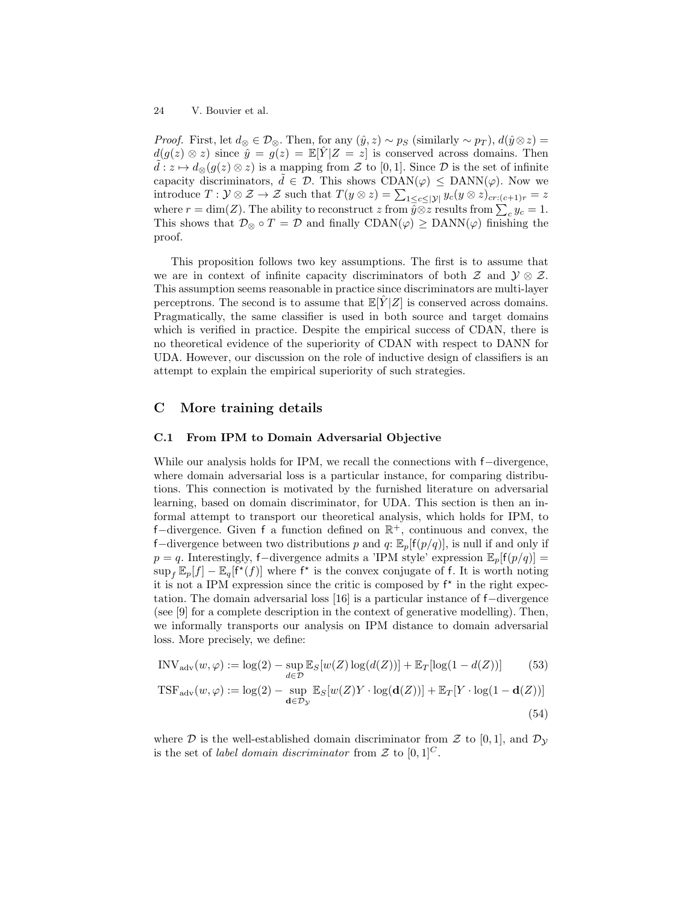*Proof.* First, let $d_\otimes \in \mathcal{D}_\otimes$. Then, for any $(\hat{y}, z) \sim p_S$ (similarly $\sim p_T$), $d(\hat{y} \otimes z) = d(g(z) \otimes z)$ since $\hat{y} = g(z) = \mathbb{E}[\hat{Y}|Z = z]$ is conserved across domains. Then $\tilde{d} : z \mapsto d_\otimes(g(z) \otimes z)$ is a mapping from $\mathcal{Z}$ to $[0, 1]$. Since $\mathcal{D}$ is the set of infinite capacity discriminators, $\tilde{d} \in \mathcal{D}$. This shows $\text{CDAN}(\varphi) \leq \text{DANN}(\varphi)$. Now we introduce $T : \mathcal{Y} \otimes \mathcal{Z} \to \mathcal{Z}$ such that $T(y \otimes z) = \sum_{1 \leq c \leq |\mathcal{Y}|} y_c (y \otimes z)_{cr:(c+1)r} = z$ where $r = \dim(Z)$. The ability to reconstruct $z$ from $\hat{y} \otimes z$ results from $\sum_c y_c = 1$. This shows that $\mathcal{D}_\otimes \circ T = \mathcal{D}$ and finally $\text{CDAN}(\varphi) \geq \text{DANN}(\varphi)$ finishing the proof.

This proposition follows two key assumptions. The first is to assume that we are in context of infinite capacity discriminators of both $\mathcal{Z}$ and $\mathcal{Y} \otimes \mathcal{Z}$. This assumption seems reasonable in practice since discriminators are multi-layer perceptrons. The second is to assume that $\mathbb{E}[\hat{Y}|Z]$ is conserved across domains. Pragmatically, the same classifier is used in both source and target domains which is verified in practice. Despite the empirical success of CDAN, there is no theoretical evidence of the superiority of CDAN with respect to DANN for UDA. However, our discussion on the role of inductive design of classifiers is an attempt to explain the empirical superiority of such strategies.

## C More training details

### C.1 From IPM to Domain Adversarial Objective

While our analysis holds for IPM, we recall the connections with $\mathsf{f}-$divergence, where domain adversarial loss is a particular instance, for comparing distributions. This connection is motivated by the furnished literature on adversarial learning, based on domain discriminator, for UDA. This section is then an informal attempt to transport our theoretical analysis, which holds for IPM, to $\mathsf{f}-$divergence. Given $\mathsf{f}$ a function defined on $\mathbb{R}^+$, continuous and convex, the $\mathsf{f}-$divergence between two distributions $p$ and $q$: $\mathbb{E}_p[\mathsf{f}(p/q)]$, is null if and only if $p = q$. Interestingly, $\mathsf{f}-$divergence admits a 'IPM style' expression $\mathbb{E}_p[\mathsf{f}(p/q)] = \sup_f \mathbb{E}_p[f] - \mathbb{E}_q[\mathsf{f}^\star(f)]$ where $\mathsf{f}^\star$ is the convex conjugate of $\mathsf{f}$. It is worth noting it is not a IPM expression since the critic is composed by $\mathsf{f}^\star$ in the right expectation. The domain adversarial loss [16] is a particular instance of $\mathsf{f}-$divergence (see [9] for a complete description in the context of generative modelling). Then, we informally transports our analysis on IPM distance to domain adversarial loss. More precisely, we define:

$$\text{INV}_{\text{adv}}(w, \varphi) := \log(2) - \sup_{d \in \mathcal{D}} \mathbb{E}_S[w(Z) \log(d(Z))] + \mathbb{E}_T[\log(1 - d(Z))] \tag{53}$$

$$\text{TSF}_{\text{adv}}(w, \varphi) := \log(2) - \sup_{\mathbf{d} \in \mathcal{D}_\mathcal{Y}} \mathbb{E}_S[w(Z) Y \cdot \log(\mathbf{d}(Z))] + \mathbb{E}_T[Y \cdot \log(1 - \mathbf{d}(Z))] \tag{54}$$

where $\mathcal{D}$ is the well-established domain discriminator from $\mathcal{Z}$ to $[0, 1]$, and $\mathcal{D}_\mathcal{Y}$ is the set of *label domain discriminator* from $\mathcal{Z}$ to $[0, 1]^C$.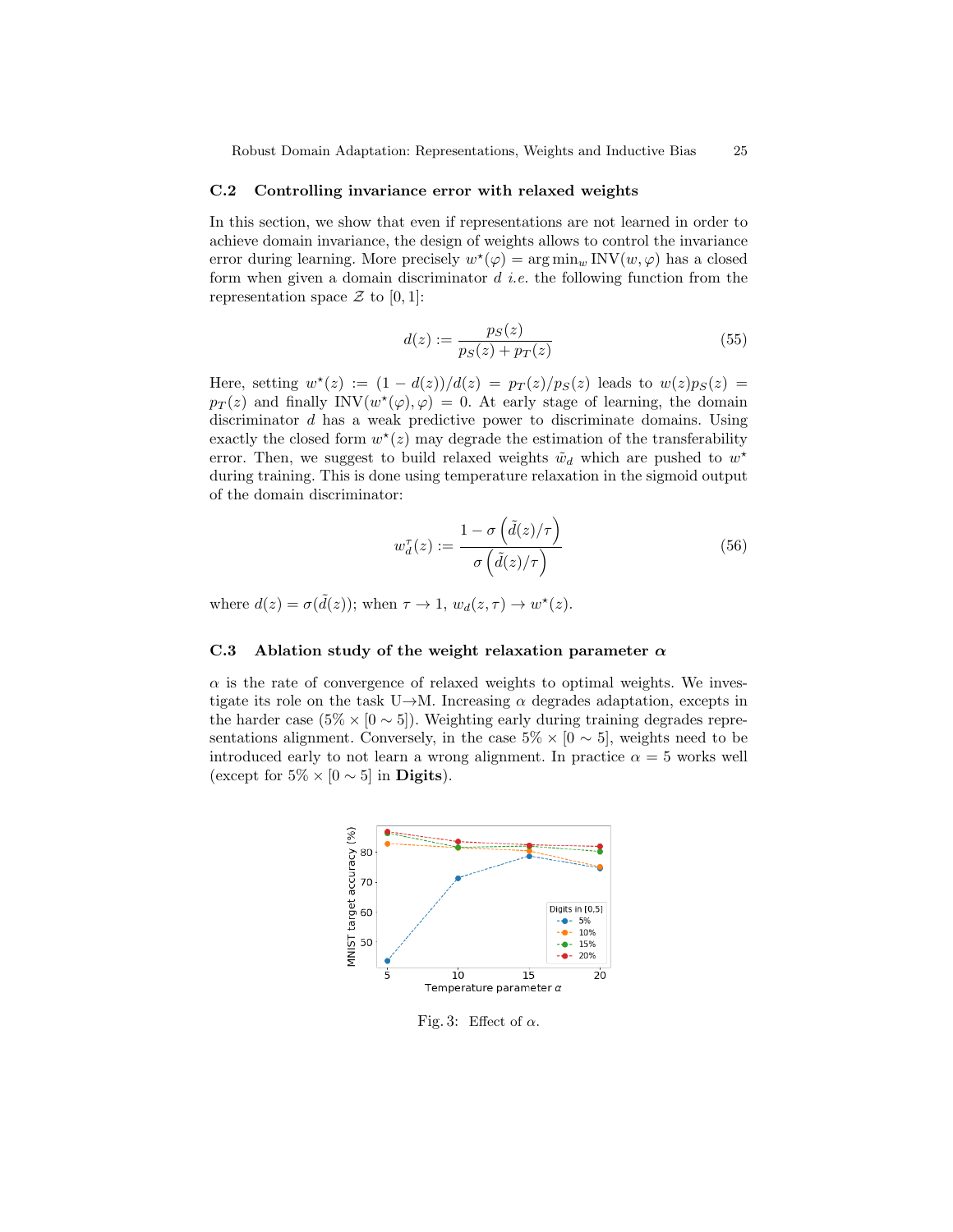### C.2 Controlling invariance error with relaxed weights

In this section, we show that even if representations are not learned in order to achieve domain invariance, the design of weights allows to control the invariance error during learning. More precisely $w^\star(\varphi) = \arg\min_w \text{INV}(w, \varphi)$ has a closed form when given a domain discriminator $d$ *i.e.* the following function from the representation space $\mathcal{Z}$ to $[0, 1]$:

$$d(z) := \frac{p_S(z)}{p_S(z) + p_T(z)} \tag{55}$$

Here, setting $w^\star(z) := (1 - d(z))/d(z) = p_T(z)/p_S(z)$ leads to $w(z)p_S(z) = p_T(z)$ and finally $\text{INV}(w^\star(\varphi), \varphi) = 0$. At early stage of learning, the domain discriminator $d$ has a weak predictive power to discriminate domains. Using exactly the closed form $w^\star(z)$ may degrade the estimation of the transferability error. Then, we suggest to build relaxed weights $\tilde{w}_d$ which are pushed to $w^\star$ during training. This is done using temperature relaxation in the sigmoid output of the domain discriminator:

$$w_d^\tau(z) := \frac{1 - \sigma\left(\tilde{d}(z)/\tau\right)}{\sigma\left(\tilde{d}(z)/\tau\right)} \tag{56}$$

where $d(z) = \sigma(\tilde{d}(z))$; when $\tau \to 1$, $w_d(z, \tau) \to w^\star(z)$.

### C.3 Ablation study of the weight relaxation parameter $\alpha$

$\alpha$ is the rate of convergence of relaxed weights to optimal weights. We investigate its role on the task U→M. Increasing $\alpha$ degrades adaptation, excepts in the harder case ($5\% \times [0 \sim 5]$). Weighting early during training degrades representations alignment. Conversely, in the case $5\% \times [0 \sim 5]$, weights need to be introduced early to not learn a wrong alignment. In practice $\alpha = 5$ works well (except for $5\% \times [0 \sim 5]$ in **Digits**).

Fig. 3: Effect of $\alpha$.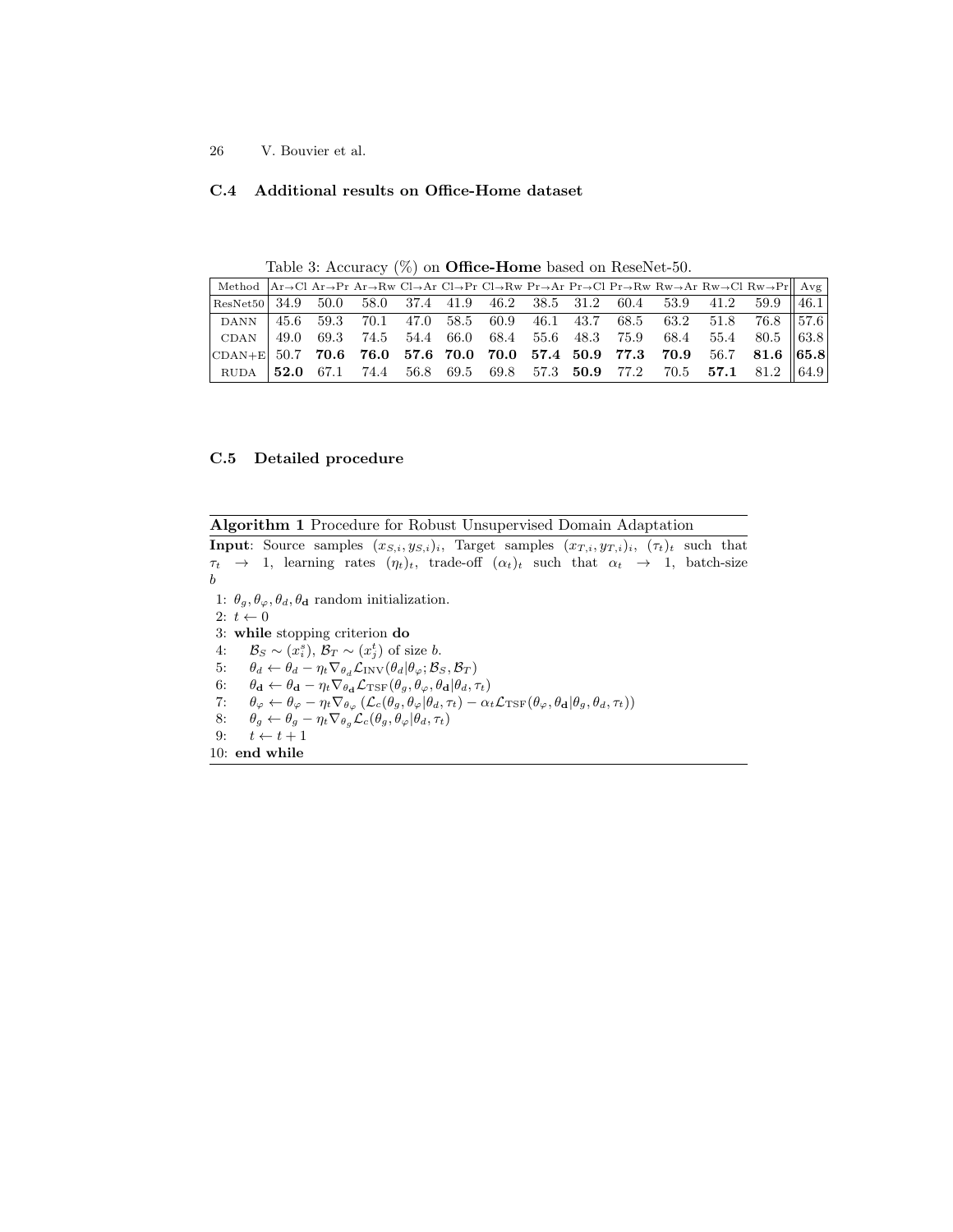### C.4 Additional results on Office-Home dataset

Table 3: Accuracy (%) on **Office-Home** based on ReseNet-50.

| Method | Ar→Cl | Ar→Pr | Ar→Rw | Cl→Ar | Cl→Pr | Cl→Rw | Pr→Ar | Pr→Cl | Pr→Rw | Rw→Ar | Rw→Cl | Rw→Pr | Avg |
|---|---|---|---|---|---|---|---|---|---|---|---|---|---|
| ResNet50 | 34.9 | 50.0 | 58.0 | 37.4 | 41.9 | 46.2 | 38.5 | 31.2 | 60.4 | 53.9 | 41.2 | 59.9 | 46.1 |
| DANN | 45.6 | 59.3 | 70.1 | 47.0 | 58.5 | 60.9 | 46.1 | 43.7 | 68.5 | 63.2 | 51.8 | 76.8 | 57.6 |
| CDAN | 49.0 | 69.3 | 74.5 | 54.4 | 66.0 | 68.4 | 55.6 | 48.3 | 75.9 | 68.4 | 55.4 | 80.5 | 63.8 |
| CDAN+E | 50.7 | **70.6** | **76.0** | **57.6** | **70.0** | **70.0** | **57.4** | **50.9** | **77.3** | **70.9** | 56.7 | **81.6** | **65.8** |
| RUDA | **52.0** | 67.1 | 74.4 | 56.8 | 69.5 | 69.8 | 57.3 | **50.9** | 77.2 | 70.5 | **57.1** | 81.2 | 64.9 |

### C.5 Detailed procedure

**Algorithm 1** Procedure for Robust Unsupervised Domain Adaptation

**Input**: Source samples $(x_{S,i}, y_{S,i})_i$, Target samples $(x_{T,i}, y_{T,i})_i$, $(\tau_t)_t$ such that $\tau_t \rightarrow 1$, learning rates $(\eta_t)_t$, trade-off $(\alpha_t)_t$ such that $\alpha_t \rightarrow 1$, batch-size $b$

1: $\theta_g, \theta_\varphi, \theta_d, \theta_{\mathbf{d}}$ random initialization.
2: $t \leftarrow 0$
3: **while** stopping criterion **do**
4: $\quad \mathcal{B}_S \sim (x_i^s)$, $\mathcal{B}_T \sim (x_j^t)$ of size $b$.
5: $\quad \theta_d \leftarrow \theta_d - \eta_t \nabla_{\theta_d} \mathcal{L}_{\text{INV}}(\theta_d | \theta_\varphi; \mathcal{B}_S, \mathcal{B}_T)$
6: $\quad \theta_{\mathbf{d}} \leftarrow \theta_{\mathbf{d}} - \eta_t \nabla_{\theta_{\mathbf{d}}} \mathcal{L}_{\text{TSF}}(\theta_g, \theta_\varphi, \theta_{\mathbf{d}} | \theta_d, \tau_t)$
7: $\quad \theta_\varphi \leftarrow \theta_\varphi - \eta_t \nabla_{\theta_\varphi} \left(\mathcal{L}_c(\theta_g, \theta_\varphi | \theta_d, \tau_t) - \alpha_t \mathcal{L}_{\text{TSF}}(\theta_\varphi, \theta_{\mathbf{d}} | \theta_g, \theta_d, \tau_t)\right)$
8: $\quad \theta_g \leftarrow \theta_g - \eta_t \nabla_{\theta_g} \mathcal{L}_c(\theta_g, \theta_\varphi | \theta_d, \tau_t)$
9: $\quad t \leftarrow t + 1$
10: **end while**